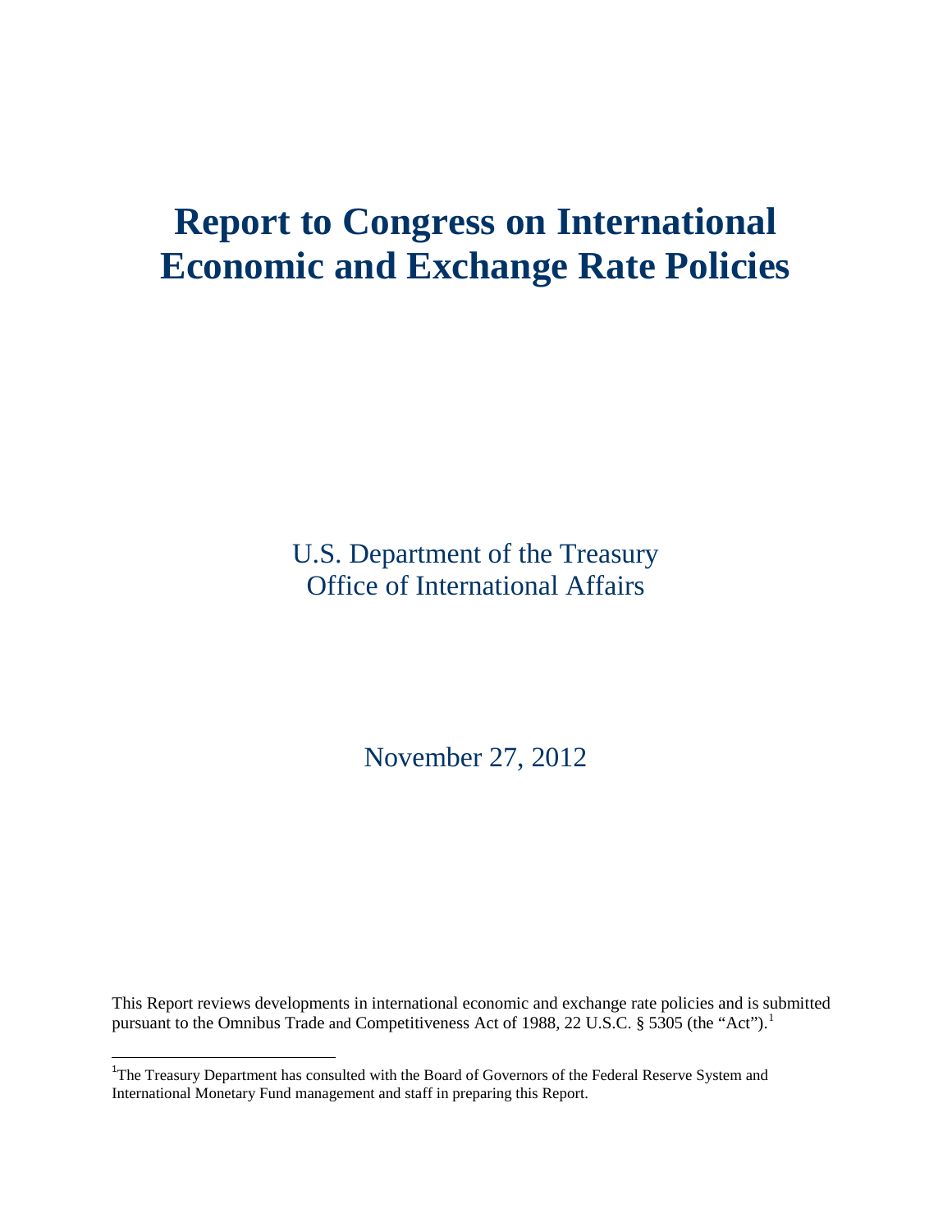# Report to Congress on International Economic and Exchange Rate Policies

U.S. Department of the Treasury
Office of International Affairs

November 27, 2012

This Report reviews developments in international economic and exchange rate policies and is submitted pursuant to the Omnibus Trade and Competitiveness Act of 1988, 22 U.S.C. § 5305 (the "Act").[1]

[1]The Treasury Department has consulted with the Board of Governors of the Federal Reserve System and International Monetary Fund management and staff in preparing this Report.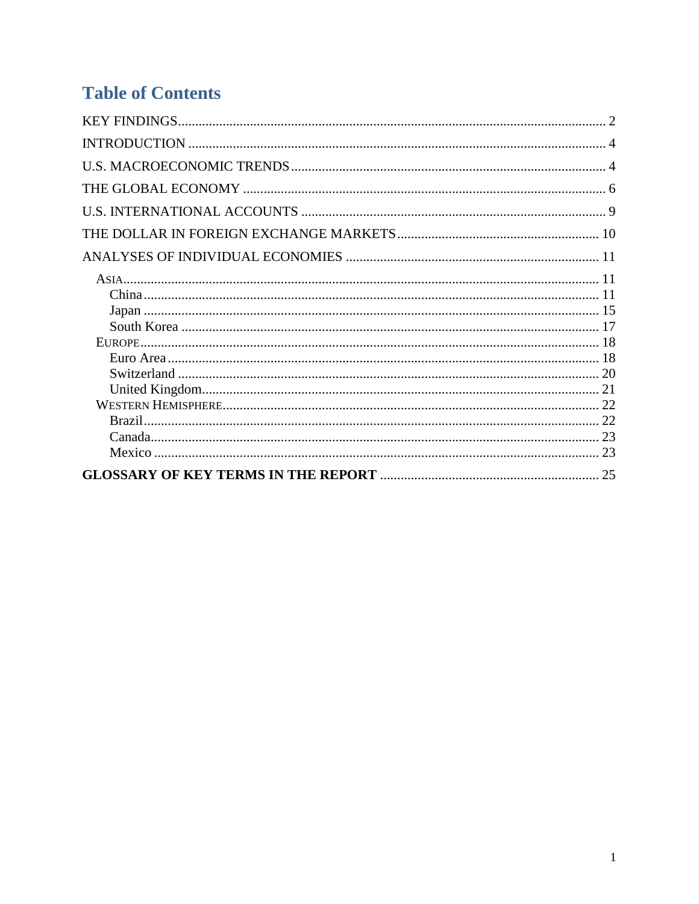# Table of Contents

KEY FINDINGS ........ 2

INTRODUCTION ........ 4

U.S. MACROECONOMIC TRENDS ........ 4

THE GLOBAL ECONOMY ........ 6

U.S. INTERNATIONAL ACCOUNTS ........ 9

THE DOLLAR IN FOREIGN EXCHANGE MARKETS ........ 10

ANALYSES OF INDIVIDUAL ECONOMIES ........ 11

- ASIA ........ 11
  - China ........ 11
  - Japan ........ 15
  - South Korea ........ 17
- EUROPE ........ 18
  - Euro Area ........ 18
  - Switzerland ........ 20
  - United Kingdom ........ 21
- WESTERN HEMISPHERE ........ 22
  - Brazil ........ 22
  - Canada ........ 23
  - Mexico ........ 23

**GLOSSARY OF KEY TERMS IN THE REPORT** ........ 25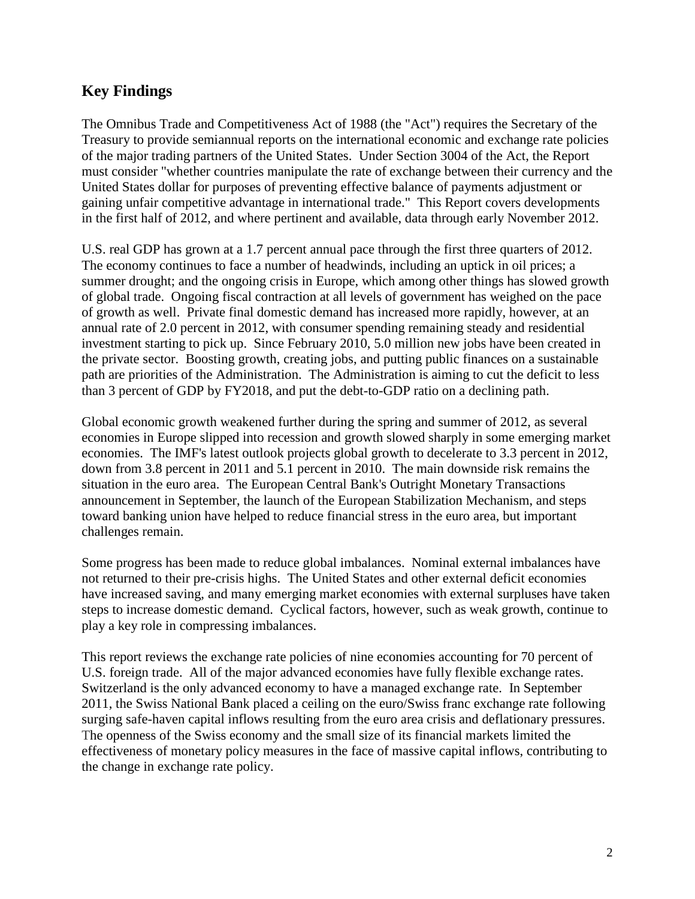## Key Findings

The Omnibus Trade and Competitiveness Act of 1988 (the "Act") requires the Secretary of the Treasury to provide semiannual reports on the international economic and exchange rate policies of the major trading partners of the United States. Under Section 3004 of the Act, the Report must consider "whether countries manipulate the rate of exchange between their currency and the United States dollar for purposes of preventing effective balance of payments adjustment or gaining unfair competitive advantage in international trade." This Report covers developments in the first half of 2012, and where pertinent and available, data through early November 2012.

U.S. real GDP has grown at a 1.7 percent annual pace through the first three quarters of 2012. The economy continues to face a number of headwinds, including an uptick in oil prices; a summer drought; and the ongoing crisis in Europe, which among other things has slowed growth of global trade. Ongoing fiscal contraction at all levels of government has weighed on the pace of growth as well. Private final domestic demand has increased more rapidly, however, at an annual rate of 2.0 percent in 2012, with consumer spending remaining steady and residential investment starting to pick up. Since February 2010, 5.0 million new jobs have been created in the private sector. Boosting growth, creating jobs, and putting public finances on a sustainable path are priorities of the Administration. The Administration is aiming to cut the deficit to less than 3 percent of GDP by FY2018, and put the debt-to-GDP ratio on a declining path.

Global economic growth weakened further during the spring and summer of 2012, as several economies in Europe slipped into recession and growth slowed sharply in some emerging market economies. The IMF's latest outlook projects global growth to decelerate to 3.3 percent in 2012, down from 3.8 percent in 2011 and 5.1 percent in 2010. The main downside risk remains the situation in the euro area. The European Central Bank's Outright Monetary Transactions announcement in September, the launch of the European Stabilization Mechanism, and steps toward banking union have helped to reduce financial stress in the euro area, but important challenges remain.

Some progress has been made to reduce global imbalances. Nominal external imbalances have not returned to their pre-crisis highs. The United States and other external deficit economies have increased saving, and many emerging market economies with external surpluses have taken steps to increase domestic demand. Cyclical factors, however, such as weak growth, continue to play a key role in compressing imbalances.

This report reviews the exchange rate policies of nine economies accounting for 70 percent of U.S. foreign trade. All of the major advanced economies have fully flexible exchange rates. Switzerland is the only advanced economy to have a managed exchange rate. In September 2011, the Swiss National Bank placed a ceiling on the euro/Swiss franc exchange rate following surging safe-haven capital inflows resulting from the euro area crisis and deflationary pressures. The openness of the Swiss economy and the small size of its financial markets limited the effectiveness of monetary policy measures in the face of massive capital inflows, contributing to the change in exchange rate policy.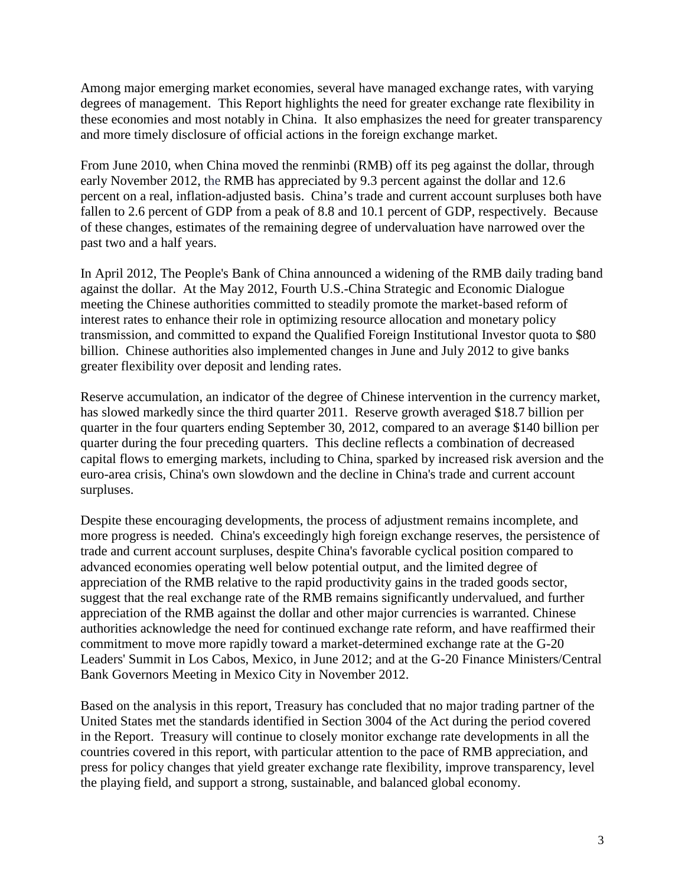Among major emerging market economies, several have managed exchange rates, with varying degrees of management. This Report highlights the need for greater exchange rate flexibility in these economies and most notably in China. It also emphasizes the need for greater transparency and more timely disclosure of official actions in the foreign exchange market.

From June 2010, when China moved the renminbi (RMB) off its peg against the dollar, through early November 2012, the RMB has appreciated by 9.3 percent against the dollar and 12.6 percent on a real, inflation-adjusted basis. China's trade and current account surpluses both have fallen to 2.6 percent of GDP from a peak of 8.8 and 10.1 percent of GDP, respectively. Because of these changes, estimates of the remaining degree of undervaluation have narrowed over the past two and a half years.

In April 2012, The People's Bank of China announced a widening of the RMB daily trading band against the dollar. At the May 2012, Fourth U.S.-China Strategic and Economic Dialogue meeting the Chinese authorities committed to steadily promote the market-based reform of interest rates to enhance their role in optimizing resource allocation and monetary policy transmission, and committed to expand the Qualified Foreign Institutional Investor quota to $80 billion. Chinese authorities also implemented changes in June and July 2012 to give banks greater flexibility over deposit and lending rates.

Reserve accumulation, an indicator of the degree of Chinese intervention in the currency market, has slowed markedly since the third quarter 2011. Reserve growth averaged $18.7 billion per quarter in the four quarters ending September 30, 2012, compared to an average $140 billion per quarter during the four preceding quarters. This decline reflects a combination of decreased capital flows to emerging markets, including to China, sparked by increased risk aversion and the euro-area crisis, China's own slowdown and the decline in China's trade and current account surpluses.

Despite these encouraging developments, the process of adjustment remains incomplete, and more progress is needed. China's exceedingly high foreign exchange reserves, the persistence of trade and current account surpluses, despite China's favorable cyclical position compared to advanced economies operating well below potential output, and the limited degree of appreciation of the RMB relative to the rapid productivity gains in the traded goods sector, suggest that the real exchange rate of the RMB remains significantly undervalued, and further appreciation of the RMB against the dollar and other major currencies is warranted. Chinese authorities acknowledge the need for continued exchange rate reform, and have reaffirmed their commitment to move more rapidly toward a market-determined exchange rate at the G-20 Leaders' Summit in Los Cabos, Mexico, in June 2012; and at the G-20 Finance Ministers/Central Bank Governors Meeting in Mexico City in November 2012.

Based on the analysis in this report, Treasury has concluded that no major trading partner of the United States met the standards identified in Section 3004 of the Act during the period covered in the Report. Treasury will continue to closely monitor exchange rate developments in all the countries covered in this report, with particular attention to the pace of RMB appreciation, and press for policy changes that yield greater exchange rate flexibility, improve transparency, level the playing field, and support a strong, sustainable, and balanced global economy.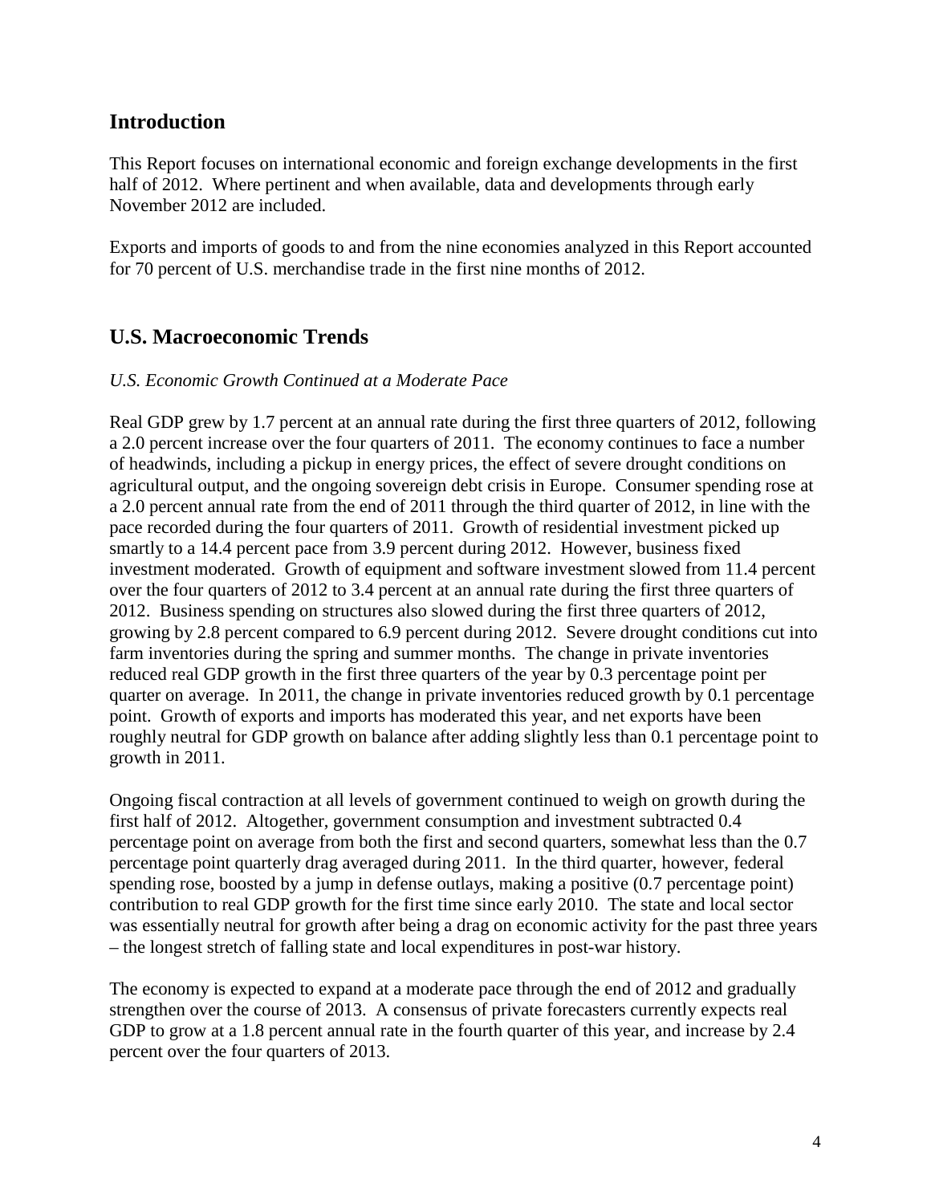## Introduction

This Report focuses on international economic and foreign exchange developments in the first half of 2012. Where pertinent and when available, data and developments through early November 2012 are included.

Exports and imports of goods to and from the nine economies analyzed in this Report accounted for 70 percent of U.S. merchandise trade in the first nine months of 2012.

## U.S. Macroeconomic Trends

*U.S. Economic Growth Continued at a Moderate Pace*

Real GDP grew by 1.7 percent at an annual rate during the first three quarters of 2012, following a 2.0 percent increase over the four quarters of 2011. The economy continues to face a number of headwinds, including a pickup in energy prices, the effect of severe drought conditions on agricultural output, and the ongoing sovereign debt crisis in Europe. Consumer spending rose at a 2.0 percent annual rate from the end of 2011 through the third quarter of 2012, in line with the pace recorded during the four quarters of 2011. Growth of residential investment picked up smartly to a 14.4 percent pace from 3.9 percent during 2012. However, business fixed investment moderated. Growth of equipment and software investment slowed from 11.4 percent over the four quarters of 2012 to 3.4 percent at an annual rate during the first three quarters of 2012. Business spending on structures also slowed during the first three quarters of 2012, growing by 2.8 percent compared to 6.9 percent during 2012. Severe drought conditions cut into farm inventories during the spring and summer months. The change in private inventories reduced real GDP growth in the first three quarters of the year by 0.3 percentage point per quarter on average. In 2011, the change in private inventories reduced growth by 0.1 percentage point. Growth of exports and imports has moderated this year, and net exports have been roughly neutral for GDP growth on balance after adding slightly less than 0.1 percentage point to growth in 2011.

Ongoing fiscal contraction at all levels of government continued to weigh on growth during the first half of 2012. Altogether, government consumption and investment subtracted 0.4 percentage point on average from both the first and second quarters, somewhat less than the 0.7 percentage point quarterly drag averaged during 2011. In the third quarter, however, federal spending rose, boosted by a jump in defense outlays, making a positive (0.7 percentage point) contribution to real GDP growth for the first time since early 2010. The state and local sector was essentially neutral for growth after being a drag on economic activity for the past three years – the longest stretch of falling state and local expenditures in post-war history.

The economy is expected to expand at a moderate pace through the end of 2012 and gradually strengthen over the course of 2013. A consensus of private forecasters currently expects real GDP to grow at a 1.8 percent annual rate in the fourth quarter of this year, and increase by 2.4 percent over the four quarters of 2013.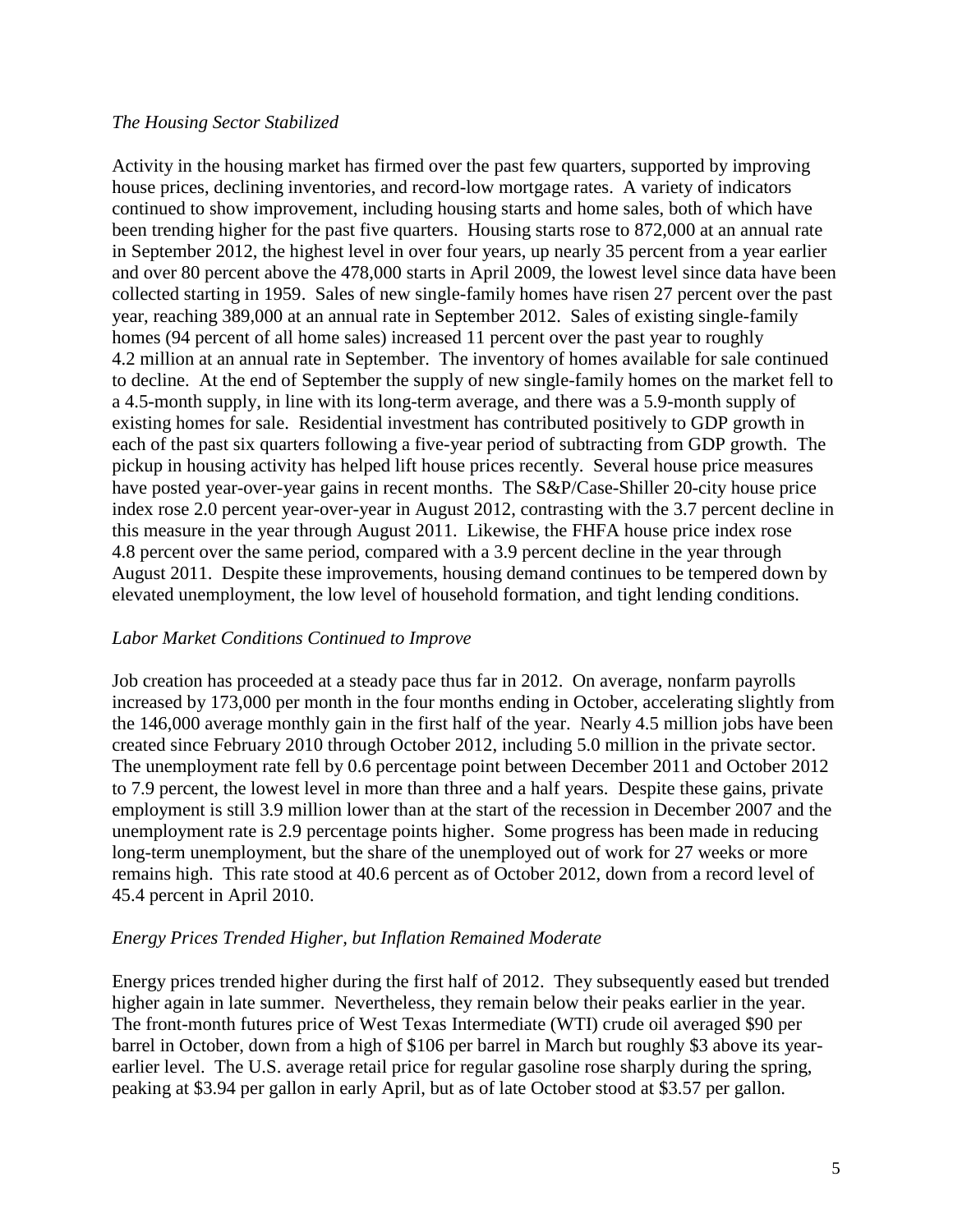*The Housing Sector Stabilized*

Activity in the housing market has firmed over the past few quarters, supported by improving house prices, declining inventories, and record-low mortgage rates. A variety of indicators continued to show improvement, including housing starts and home sales, both of which have been trending higher for the past five quarters. Housing starts rose to 872,000 at an annual rate in September 2012, the highest level in over four years, up nearly 35 percent from a year earlier and over 80 percent above the 478,000 starts in April 2009, the lowest level since data have been collected starting in 1959. Sales of new single-family homes have risen 27 percent over the past year, reaching 389,000 at an annual rate in September 2012. Sales of existing single-family homes (94 percent of all home sales) increased 11 percent over the past year to roughly 4.2 million at an annual rate in September. The inventory of homes available for sale continued to decline. At the end of September the supply of new single-family homes on the market fell to a 4.5-month supply, in line with its long-term average, and there was a 5.9-month supply of existing homes for sale. Residential investment has contributed positively to GDP growth in each of the past six quarters following a five-year period of subtracting from GDP growth. The pickup in housing activity has helped lift house prices recently. Several house price measures have posted year-over-year gains in recent months. The S&P/Case-Shiller 20-city house price index rose 2.0 percent year-over-year in August 2012, contrasting with the 3.7 percent decline in this measure in the year through August 2011. Likewise, the FHFA house price index rose 4.8 percent over the same period, compared with a 3.9 percent decline in the year through August 2011. Despite these improvements, housing demand continues to be tempered down by elevated unemployment, the low level of household formation, and tight lending conditions.

*Labor Market Conditions Continued to Improve*

Job creation has proceeded at a steady pace thus far in 2012. On average, nonfarm payrolls increased by 173,000 per month in the four months ending in October, accelerating slightly from the 146,000 average monthly gain in the first half of the year. Nearly 4.5 million jobs have been created since February 2010 through October 2012, including 5.0 million in the private sector. The unemployment rate fell by 0.6 percentage point between December 2011 and October 2012 to 7.9 percent, the lowest level in more than three and a half years. Despite these gains, private employment is still 3.9 million lower than at the start of the recession in December 2007 and the unemployment rate is 2.9 percentage points higher. Some progress has been made in reducing long-term unemployment, but the share of the unemployed out of work for 27 weeks or more remains high. This rate stood at 40.6 percent as of October 2012, down from a record level of 45.4 percent in April 2010.

*Energy Prices Trended Higher, but Inflation Remained Moderate*

Energy prices trended higher during the first half of 2012. They subsequently eased but trended higher again in late summer. Nevertheless, they remain below their peaks earlier in the year. The front-month futures price of West Texas Intermediate (WTI) crude oil averaged $90 per barrel in October, down from a high of $106 per barrel in March but roughly $3 above its year-earlier level. The U.S. average retail price for regular gasoline rose sharply during the spring, peaking at $3.94 per gallon in early April, but as of late October stood at $3.57 per gallon.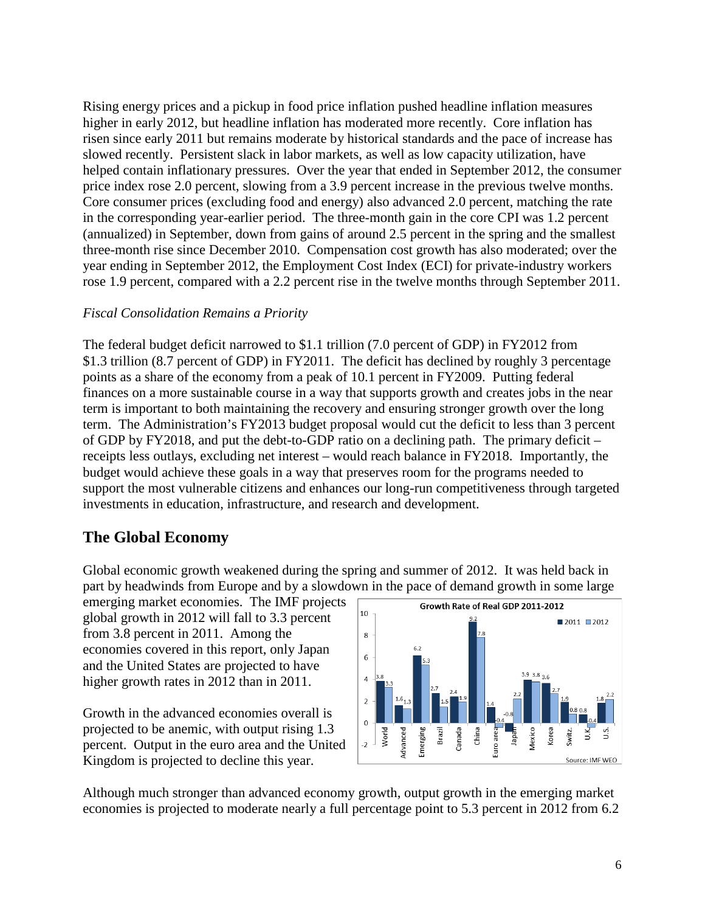Rising energy prices and a pickup in food price inflation pushed headline inflation measures higher in early 2012, but headline inflation has moderated more recently. Core inflation has risen since early 2011 but remains moderate by historical standards and the pace of increase has slowed recently. Persistent slack in labor markets, as well as low capacity utilization, have helped contain inflationary pressures. Over the year that ended in September 2012, the consumer price index rose 2.0 percent, slowing from a 3.9 percent increase in the previous twelve months. Core consumer prices (excluding food and energy) also advanced 2.0 percent, matching the rate in the corresponding year-earlier period. The three-month gain in the core CPI was 1.2 percent (annualized) in September, down from gains of around 2.5 percent in the spring and the smallest three-month rise since December 2010. Compensation cost growth has also moderated; over the year ending in September 2012, the Employment Cost Index (ECI) for private-industry workers rose 1.9 percent, compared with a 2.2 percent rise in the twelve months through September 2011.

*Fiscal Consolidation Remains a Priority*

The federal budget deficit narrowed to $1.1 trillion (7.0 percent of GDP) in FY2012 from $1.3 trillion (8.7 percent of GDP) in FY2011. The deficit has declined by roughly 3 percentage points as a share of the economy from a peak of 10.1 percent in FY2009. Putting federal finances on a more sustainable course in a way that supports growth and creates jobs in the near term is important to both maintaining the recovery and ensuring stronger growth over the long term. The Administration's FY2013 budget proposal would cut the deficit to less than 3 percent of GDP by FY2018, and put the debt-to-GDP ratio on a declining path. The primary deficit – receipts less outlays, excluding net interest – would reach balance in FY2018. Importantly, the budget would achieve these goals in a way that preserves room for the programs needed to support the most vulnerable citizens and enhances our long-run competitiveness through targeted investments in education, infrastructure, and research and development.

## The Global Economy

Global economic growth weakened during the spring and summer of 2012. It was held back in part by headwinds from Europe and by a slowdown in the pace of demand growth in some large emerging market economies. The IMF projects global growth in 2012 will fall to 3.3 percent from 3.8 percent in 2011. Among the economies covered in this report, only Japan and the United States are projected to have higher growth rates in 2012 than in 2011.

Growth in the advanced economies overall is projected to be anemic, with output rising 1.3 percent. Output in the euro area and the United Kingdom is projected to decline this year.

Although much stronger than advanced economy growth, output growth in the emerging market economies is projected to moderate nearly a full percentage point to 5.3 percent in 2012 from 6.2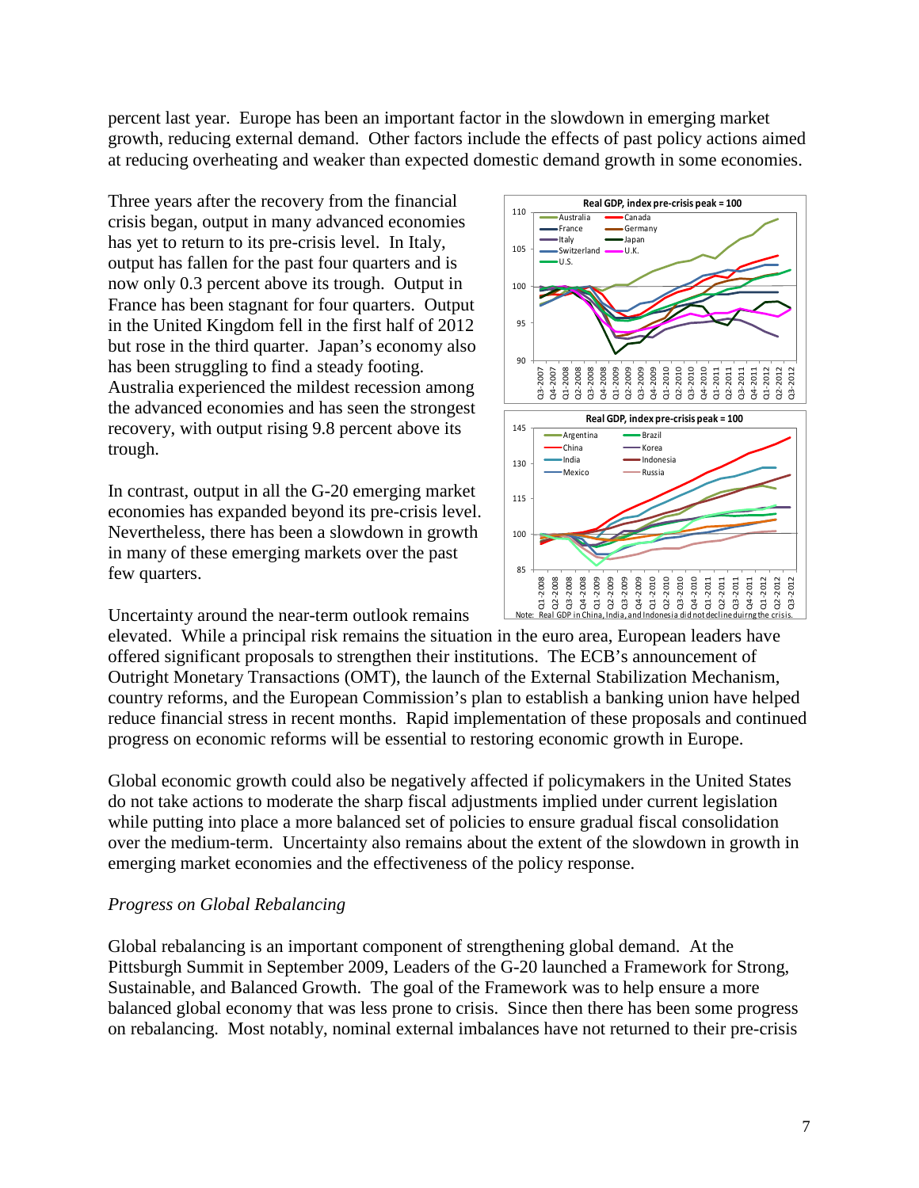percent last year. Europe has been an important factor in the slowdown in emerging market growth, reducing external demand. Other factors include the effects of past policy actions aimed at reducing overheating and weaker than expected domestic demand growth in some economies.

Three years after the recovery from the financial crisis began, output in many advanced economies has yet to return to its pre-crisis level. In Italy, output has fallen for the past four quarters and is now only 0.3 percent above its trough. Output in France has been stagnant for four quarters. Output in the United Kingdom fell in the first half of 2012 but rose in the third quarter. Japan's economy also has been struggling to find a steady footing. Australia experienced the mildest recession among the advanced economies and has seen the strongest recovery, with output rising 9.8 percent above its trough.

In contrast, output in all the G-20 emerging market economies has expanded beyond its pre-crisis level. Nevertheless, there has been a slowdown in growth in many of these emerging markets over the past few quarters.

Note: Real GDP in China, India, and Indonesia did not decline duirng the crisis.

Uncertainty around the near-term outlook remains elevated. While a principal risk remains the situation in the euro area, European leaders have offered significant proposals to strengthen their institutions. The ECB's announcement of Outright Monetary Transactions (OMT), the launch of the External Stabilization Mechanism, country reforms, and the European Commission's plan to establish a banking union have helped reduce financial stress in recent months. Rapid implementation of these proposals and continued progress on economic reforms will be essential to restoring economic growth in Europe.

Global economic growth could also be negatively affected if policymakers in the United States do not take actions to moderate the sharp fiscal adjustments implied under current legislation while putting into place a more balanced set of policies to ensure gradual fiscal consolidation over the medium-term. Uncertainty also remains about the extent of the slowdown in growth in emerging market economies and the effectiveness of the policy response.

*Progress on Global Rebalancing*

Global rebalancing is an important component of strengthening global demand. At the Pittsburgh Summit in September 2009, Leaders of the G-20 launched a Framework for Strong, Sustainable, and Balanced Growth. The goal of the Framework was to help ensure a more balanced global economy that was less prone to crisis. Since then there has been some progress on rebalancing. Most notably, nominal external imbalances have not returned to their pre-crisis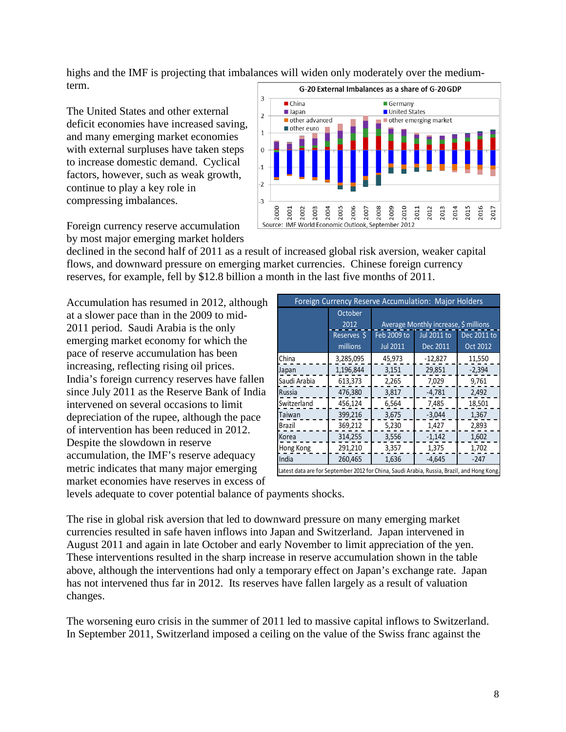highs and the IMF is projecting that imbalances will widen only moderately over the medium-term.

The United States and other external deficit economies have increased saving, and many emerging market economies with external surpluses have taken steps to increase domestic demand. Cyclical factors, however, such as weak growth, continue to play a key role in compressing imbalances.

G-20 External Imbalances as a share of G-20 GDP

Source: IMF World Economic Outlook, September 2012

Foreign currency reserve accumulation by most major emerging market holders declined in the second half of 2011 as a result of increased global risk aversion, weaker capital flows, and downward pressure on emerging market currencies. Chinese foreign currency reserves, for example, fell by $12.8 billion a month in the last five months of 2011.

Accumulation has resumed in 2012, although at a slower pace than in the 2009 to mid-2011 period. Saudi Arabia is the only emerging market economy for which the pace of reserve accumulation has been increasing, reflecting rising oil prices. India's foreign currency reserves have fallen since July 2011 as the Reserve Bank of India intervened on several occasions to limit depreciation of the rupee, although the pace of intervention has been reduced in 2012. Despite the slowdown in reserve accumulation, the IMF's reserve adequacy metric indicates that many major emerging market economies have reserves in excess of levels adequate to cover potential balance of payments shocks.

**Foreign Currency Reserve Accumulation: Major Holders**

| | October 2012 | Average Monthly increase, $ millions | | |
|---|---|---|---|---|
| | Reserves $ millions | Feb 2009 to Jul 2011 | Jul 2011 to Dec 2011 | Dec 2011 to Oct 2012 |
| China | 3,285,095 | 45,973 | -12,827 | 11,550 |
| Japan | 1,196,844 | 3,151 | 29,851 | -2,394 |
| Saudi Arabia | 613,373 | 2,265 | 7,029 | 9,761 |
| Russia | 476,380 | 3,817 | -4,781 | 2,492 |
| Switzerland | 456,124 | 6,564 | 7,485 | 18,501 |
| Taiwan | 399,216 | 3,675 | -3,044 | 1,367 |
| Brazil | 369,212 | 5,230 | 1,427 | 2,893 |
| Korea | 314,255 | 3,556 | -1,142 | 1,602 |
| Hong Kong | 291,210 | 3,357 | 1,375 | 1,702 |
| India | 260,465 | 1,636 | -4,645 | -247 |

Latest data are for September 2012 for China, Saudi Arabia, Russia, Brazil, and Hong Kong.

The rise in global risk aversion that led to downward pressure on many emerging market currencies resulted in safe haven inflows into Japan and Switzerland. Japan intervened in August 2011 and again in late October and early November to limit appreciation of the yen. These interventions resulted in the sharp increase in reserve accumulation shown in the table above, although the interventions had only a temporary effect on Japan's exchange rate. Japan has not intervened thus far in 2012. Its reserves have fallen largely as a result of valuation changes.

The worsening euro crisis in the summer of 2011 led to massive capital inflows to Switzerland. In September 2011, Switzerland imposed a ceiling on the value of the Swiss franc against the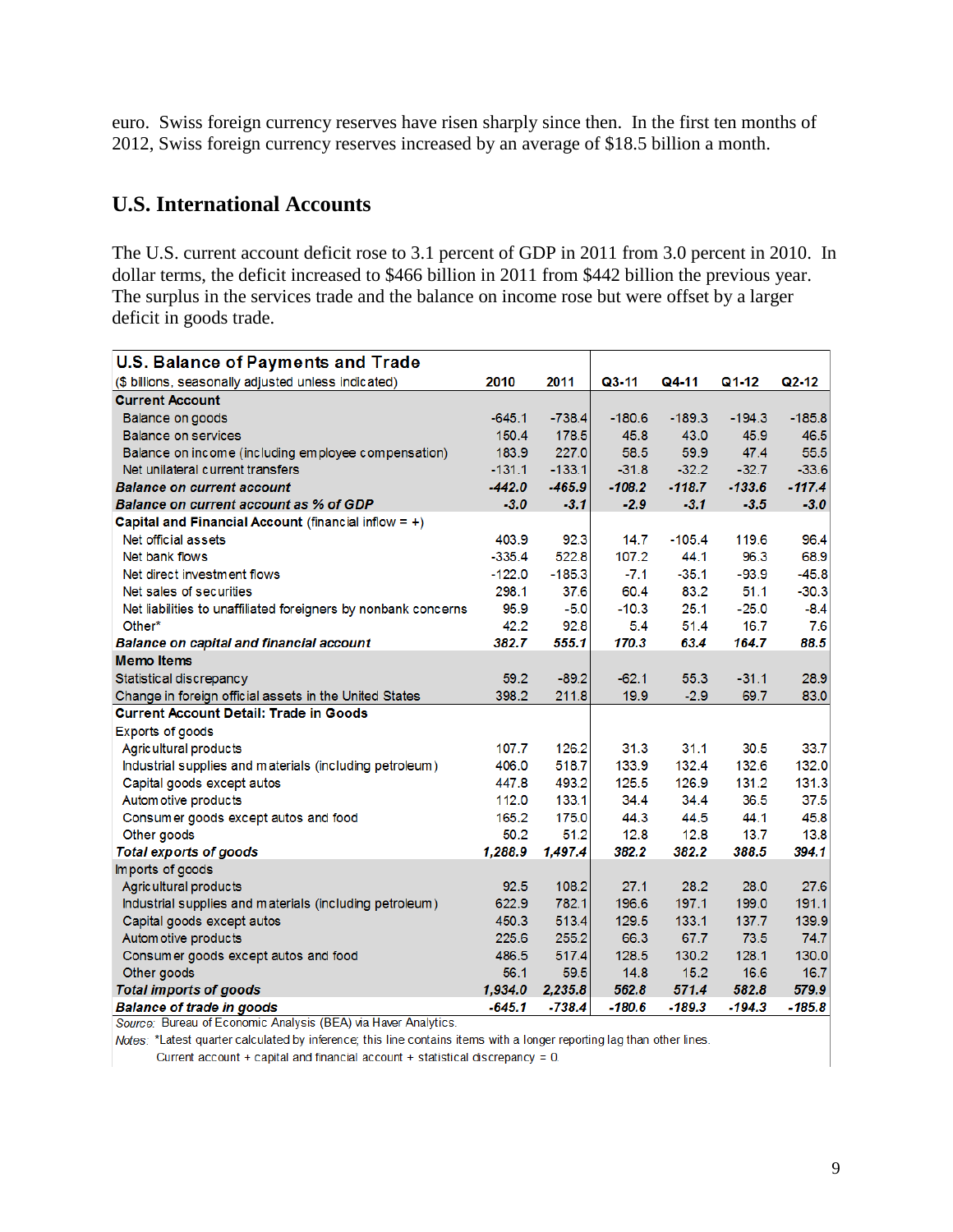euro. Swiss foreign currency reserves have risen sharply since then. In the first ten months of 2012, Swiss foreign currency reserves increased by an average of $18.5 billion a month.

## U.S. International Accounts

The U.S. current account deficit rose to 3.1 percent of GDP in 2011 from 3.0 percent in 2010. In dollar terms, the deficit increased to $466 billion in 2011 from $442 billion the previous year. The surplus in the services trade and the balance on income rose but were offset by a larger deficit in goods trade.

| U.S. Balance of Payments and Trade<br>($ billions, seasonally adjusted unless indicated) | 2010 | 2011 | Q3-11 | Q4-11 | Q1-12 | Q2-12 |
|---|---|---|---|---|---|---|
| **Current Account** | | | | | | |
| Balance on goods | -645.1 | -738.4 | -180.6 | -189.3 | -194.3 | -185.8 |
| Balance on services | 150.4 | 178.5 | 45.8 | 43.0 | 45.9 | 46.5 |
| Balance on income (including employee compensation) | 183.9 | 227.0 | 58.5 | 59.9 | 47.4 | 55.5 |
| Net unilateral current transfers | -131.1 | -133.1 | -31.8 | -32.2 | -32.7 | -33.6 |
| ***Balance on current account*** | ***-442.0*** | ***-465.9*** | ***-108.2*** | ***-118.7*** | ***-133.6*** | ***-117.4*** |
| ***Balance on current account as % of GDP*** | ***-3.0*** | ***-3.1*** | ***-2.9*** | ***-3.1*** | ***-3.5*** | ***-3.0*** |
| **Capital and Financial Account** (financial inflow = +) | | | | | | |
| Net official assets | 403.9 | 92.3 | 14.7 | -105.4 | 119.6 | 96.4 |
| Net bank flows | -335.4 | 522.8 | 107.2 | 44.1 | 96.3 | 68.9 |
| Net direct investment flows | -122.0 | -185.3 | -7.1 | -35.1 | -93.9 | -45.8 |
| Net sales of securities | 298.1 | 37.6 | 60.4 | 83.2 | 51.1 | -30.3 |
| Net liabilities to unaffiliated foreigners by nonbank concerns | 95.9 | -5.0 | -10.3 | 25.1 | -25.0 | -8.4 |
| Other* | 42.2 | 92.8 | 5.4 | 51.4 | 16.7 | 7.6 |
| ***Balance on capital and financial account*** | ***382.7*** | ***555.1*** | ***170.3*** | ***63.4*** | ***164.7*** | ***88.5*** |
| **Memo Items** | | | | | | |
| Statistical discrepancy | 59.2 | -89.2 | -62.1 | 55.3 | -31.1 | 28.9 |
| Change in foreign official assets in the United States | 398.2 | 211.8 | 19.9 | -2.9 | 69.7 | 83.0 |
| **Current Account Detail: Trade in Goods** | | | | | | |
| Exports of goods | | | | | | |
| Agricultural products | 107.7 | 126.2 | 31.3 | 31.1 | 30.5 | 33.7 |
| Industrial supplies and materials (including petroleum) | 406.0 | 518.7 | 133.9 | 132.4 | 132.6 | 132.0 |
| Capital goods except autos | 447.8 | 493.2 | 125.5 | 126.9 | 131.2 | 131.3 |
| Automotive products | 112.0 | 133.1 | 34.4 | 34.4 | 36.5 | 37.5 |
| Consumer goods except autos and food | 165.2 | 175.0 | 44.3 | 44.5 | 44.1 | 45.8 |
| Other goods | 50.2 | 51.2 | 12.8 | 12.8 | 13.7 | 13.8 |
| ***Total exports of goods*** | ***1,288.9*** | ***1,497.4*** | ***382.2*** | ***382.2*** | ***388.5*** | ***394.1*** |
| Imports of goods | | | | | | |
| Agricultural products | 92.5 | 108.2 | 27.1 | 28.2 | 28.0 | 27.6 |
| Industrial supplies and materials (including petroleum) | 622.9 | 782.1 | 196.6 | 197.1 | 199.0 | 191.1 |
| Capital goods except autos | 450.3 | 513.4 | 129.5 | 133.1 | 137.7 | 139.9 |
| Automotive products | 225.6 | 255.2 | 66.3 | 67.7 | 73.5 | 74.7 |
| Consumer goods except autos and food | 486.5 | 517.4 | 128.5 | 130.2 | 128.1 | 130.0 |
| Other goods | 56.1 | 59.5 | 14.8 | 15.2 | 16.6 | 16.7 |
| ***Total imports of goods*** | ***1,934.0*** | ***2,235.8*** | ***562.8*** | ***571.4*** | ***582.8*** | ***579.9*** |
| ***Balance of trade in goods*** | ***-645.1*** | ***-738.4*** | ***-180.6*** | ***-189.3*** | ***-194.3*** | ***-185.8*** |

*Source:* Bureau of Economic Analysis (BEA) via Haver Analytics.

*Notes:* *Latest quarter calculated by inference; this line contains items with a longer reporting lag than other lines.
Current account + capital and financial account + statistical discrepancy = 0.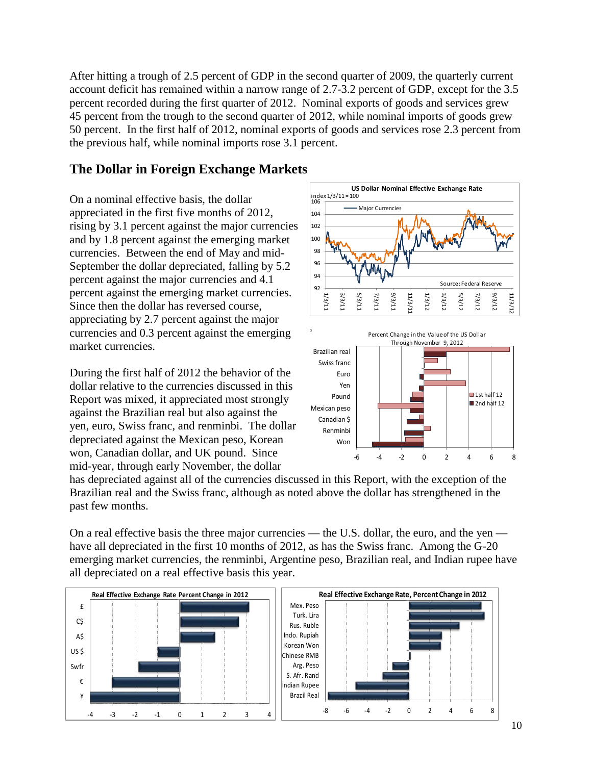After hitting a trough of 2.5 percent of GDP in the second quarter of 2009, the quarterly current account deficit has remained within a narrow range of 2.7-3.2 percent of GDP, except for the 3.5 percent recorded during the first quarter of 2012. Nominal exports of goods and services grew 45 percent from the trough to the second quarter of 2012, while nominal imports of goods grew 50 percent. In the first half of 2012, nominal exports of goods and services rose 2.3 percent from the previous half, while nominal imports rose 3.1 percent.

## The Dollar in Foreign Exchange Markets

On a nominal effective basis, the dollar appreciated in the first five months of 2012, rising by 3.1 percent against the major currencies and by 1.8 percent against the emerging market currencies. Between the end of May and mid-September the dollar depreciated, falling by 5.2 percent against the major currencies and 4.1 percent against the emerging market currencies. Since then the dollar has reversed course, appreciating by 2.7 percent against the major currencies and 0.3 percent against the emerging market currencies.

During the first half of 2012 the behavior of the dollar relative to the currencies discussed in this Report was mixed, it appreciated most strongly against the Brazilian real but also against the yen, euro, Swiss franc, and renminbi. The dollar depreciated against the Mexican peso, Korean won, Canadian dollar, and UK pound. Since mid-year, through early November, the dollar has depreciated against all of the currencies discussed in this Report, with the exception of the Brazilian real and the Swiss franc, although as noted above the dollar has strengthened in the past few months.

On a real effective basis the three major currencies — the U.S. dollar, the euro, and the yen — have all depreciated in the first 10 months of 2012, as has the Swiss franc. Among the G-20 emerging market currencies, the renminbi, Argentine peso, Brazilian real, and Indian rupee have all depreciated on a real effective basis this year.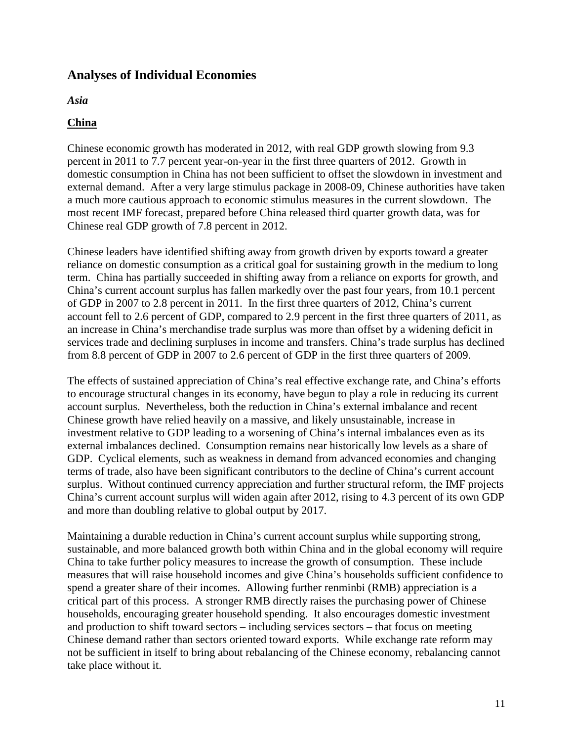# Analyses of Individual Economies

### *Asia*

### **China**

Chinese economic growth has moderated in 2012, with real GDP growth slowing from 9.3 percent in 2011 to 7.7 percent year-on-year in the first three quarters of 2012. Growth in domestic consumption in China has not been sufficient to offset the slowdown in investment and external demand. After a very large stimulus package in 2008-09, Chinese authorities have taken a much more cautious approach to economic stimulus measures in the current slowdown. The most recent IMF forecast, prepared before China released third quarter growth data, was for Chinese real GDP growth of 7.8 percent in 2012.

Chinese leaders have identified shifting away from growth driven by exports toward a greater reliance on domestic consumption as a critical goal for sustaining growth in the medium to long term. China has partially succeeded in shifting away from a reliance on exports for growth, and China's current account surplus has fallen markedly over the past four years, from 10.1 percent of GDP in 2007 to 2.8 percent in 2011. In the first three quarters of 2012, China's current account fell to 2.6 percent of GDP, compared to 2.9 percent in the first three quarters of 2011, as an increase in China's merchandise trade surplus was more than offset by a widening deficit in services trade and declining surpluses in income and transfers. China's trade surplus has declined from 8.8 percent of GDP in 2007 to 2.6 percent of GDP in the first three quarters of 2009.

The effects of sustained appreciation of China's real effective exchange rate, and China's efforts to encourage structural changes in its economy, have begun to play a role in reducing its current account surplus. Nevertheless, both the reduction in China's external imbalance and recent Chinese growth have relied heavily on a massive, and likely unsustainable, increase in investment relative to GDP leading to a worsening of China's internal imbalances even as its external imbalances declined. Consumption remains near historically low levels as a share of GDP. Cyclical elements, such as weakness in demand from advanced economies and changing terms of trade, also have been significant contributors to the decline of China's current account surplus. Without continued currency appreciation and further structural reform, the IMF projects China's current account surplus will widen again after 2012, rising to 4.3 percent of its own GDP and more than doubling relative to global output by 2017.

Maintaining a durable reduction in China's current account surplus while supporting strong, sustainable, and more balanced growth both within China and in the global economy will require China to take further policy measures to increase the growth of consumption. These include measures that will raise household incomes and give China's households sufficient confidence to spend a greater share of their incomes. Allowing further renminbi (RMB) appreciation is a critical part of this process. A stronger RMB directly raises the purchasing power of Chinese households, encouraging greater household spending. It also encourages domestic investment and production to shift toward sectors – including services sectors – that focus on meeting Chinese demand rather than sectors oriented toward exports. While exchange rate reform may not be sufficient in itself to bring about rebalancing of the Chinese economy, rebalancing cannot take place without it.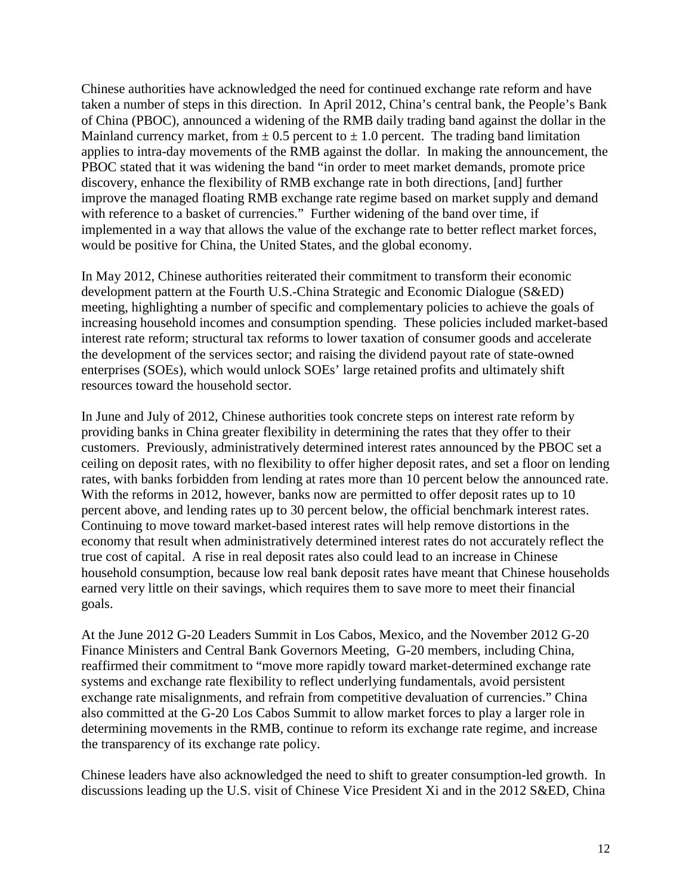Chinese authorities have acknowledged the need for continued exchange rate reform and have taken a number of steps in this direction. In April 2012, China's central bank, the People's Bank of China (PBOC), announced a widening of the RMB daily trading band against the dollar in the Mainland currency market, from ± 0.5 percent to ± 1.0 percent. The trading band limitation applies to intra-day movements of the RMB against the dollar. In making the announcement, the PBOC stated that it was widening the band "in order to meet market demands, promote price discovery, enhance the flexibility of RMB exchange rate in both directions, [and] further improve the managed floating RMB exchange rate regime based on market supply and demand with reference to a basket of currencies." Further widening of the band over time, if implemented in a way that allows the value of the exchange rate to better reflect market forces, would be positive for China, the United States, and the global economy.

In May 2012, Chinese authorities reiterated their commitment to transform their economic development pattern at the Fourth U.S.-China Strategic and Economic Dialogue (S&ED) meeting, highlighting a number of specific and complementary policies to achieve the goals of increasing household incomes and consumption spending. These policies included market-based interest rate reform; structural tax reforms to lower taxation of consumer goods and accelerate the development of the services sector; and raising the dividend payout rate of state-owned enterprises (SOEs), which would unlock SOEs' large retained profits and ultimately shift resources toward the household sector.

In June and July of 2012, Chinese authorities took concrete steps on interest rate reform by providing banks in China greater flexibility in determining the rates that they offer to their customers. Previously, administratively determined interest rates announced by the PBOC set a ceiling on deposit rates, with no flexibility to offer higher deposit rates, and set a floor on lending rates, with banks forbidden from lending at rates more than 10 percent below the announced rate. With the reforms in 2012, however, banks now are permitted to offer deposit rates up to 10 percent above, and lending rates up to 30 percent below, the official benchmark interest rates. Continuing to move toward market-based interest rates will help remove distortions in the economy that result when administratively determined interest rates do not accurately reflect the true cost of capital. A rise in real deposit rates also could lead to an increase in Chinese household consumption, because low real bank deposit rates have meant that Chinese households earned very little on their savings, which requires them to save more to meet their financial goals.

At the June 2012 G-20 Leaders Summit in Los Cabos, Mexico, and the November 2012 G-20 Finance Ministers and Central Bank Governors Meeting, G-20 members, including China, reaffirmed their commitment to "move more rapidly toward market-determined exchange rate systems and exchange rate flexibility to reflect underlying fundamentals, avoid persistent exchange rate misalignments, and refrain from competitive devaluation of currencies." China also committed at the G-20 Los Cabos Summit to allow market forces to play a larger role in determining movements in the RMB, continue to reform its exchange rate regime, and increase the transparency of its exchange rate policy.

Chinese leaders have also acknowledged the need to shift to greater consumption-led growth. In discussions leading up the U.S. visit of Chinese Vice President Xi and in the 2012 S&ED, China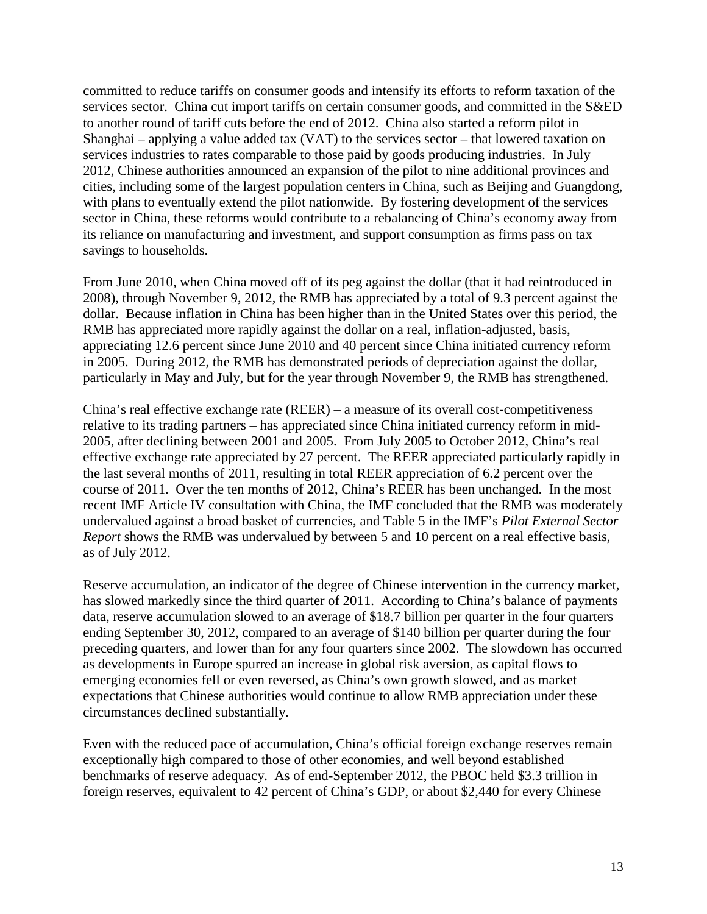committed to reduce tariffs on consumer goods and intensify its efforts to reform taxation of the services sector. China cut import tariffs on certain consumer goods, and committed in the S&ED to another round of tariff cuts before the end of 2012. China also started a reform pilot in Shanghai – applying a value added tax (VAT) to the services sector – that lowered taxation on services industries to rates comparable to those paid by goods producing industries. In July 2012, Chinese authorities announced an expansion of the pilot to nine additional provinces and cities, including some of the largest population centers in China, such as Beijing and Guangdong, with plans to eventually extend the pilot nationwide. By fostering development of the services sector in China, these reforms would contribute to a rebalancing of China's economy away from its reliance on manufacturing and investment, and support consumption as firms pass on tax savings to households.

From June 2010, when China moved off of its peg against the dollar (that it had reintroduced in 2008), through November 9, 2012, the RMB has appreciated by a total of 9.3 percent against the dollar. Because inflation in China has been higher than in the United States over this period, the RMB has appreciated more rapidly against the dollar on a real, inflation-adjusted, basis, appreciating 12.6 percent since June 2010 and 40 percent since China initiated currency reform in 2005. During 2012, the RMB has demonstrated periods of depreciation against the dollar, particularly in May and July, but for the year through November 9, the RMB has strengthened.

China's real effective exchange rate (REER) – a measure of its overall cost-competitiveness relative to its trading partners – has appreciated since China initiated currency reform in mid-2005, after declining between 2001 and 2005. From July 2005 to October 2012, China's real effective exchange rate appreciated by 27 percent. The REER appreciated particularly rapidly in the last several months of 2011, resulting in total REER appreciation of 6.2 percent over the course of 2011. Over the ten months of 2012, China's REER has been unchanged. In the most recent IMF Article IV consultation with China, the IMF concluded that the RMB was moderately undervalued against a broad basket of currencies, and Table 5 in the IMF's *Pilot External Sector Report* shows the RMB was undervalued by between 5 and 10 percent on a real effective basis, as of July 2012.

Reserve accumulation, an indicator of the degree of Chinese intervention in the currency market, has slowed markedly since the third quarter of 2011. According to China's balance of payments data, reserve accumulation slowed to an average of $18.7 billion per quarter in the four quarters ending September 30, 2012, compared to an average of $140 billion per quarter during the four preceding quarters, and lower than for any four quarters since 2002. The slowdown has occurred as developments in Europe spurred an increase in global risk aversion, as capital flows to emerging economies fell or even reversed, as China's own growth slowed, and as market expectations that Chinese authorities would continue to allow RMB appreciation under these circumstances declined substantially.

Even with the reduced pace of accumulation, China's official foreign exchange reserves remain exceptionally high compared to those of other economies, and well beyond established benchmarks of reserve adequacy. As of end-September 2012, the PBOC held $3.3 trillion in foreign reserves, equivalent to 42 percent of China's GDP, or about $2,440 for every Chinese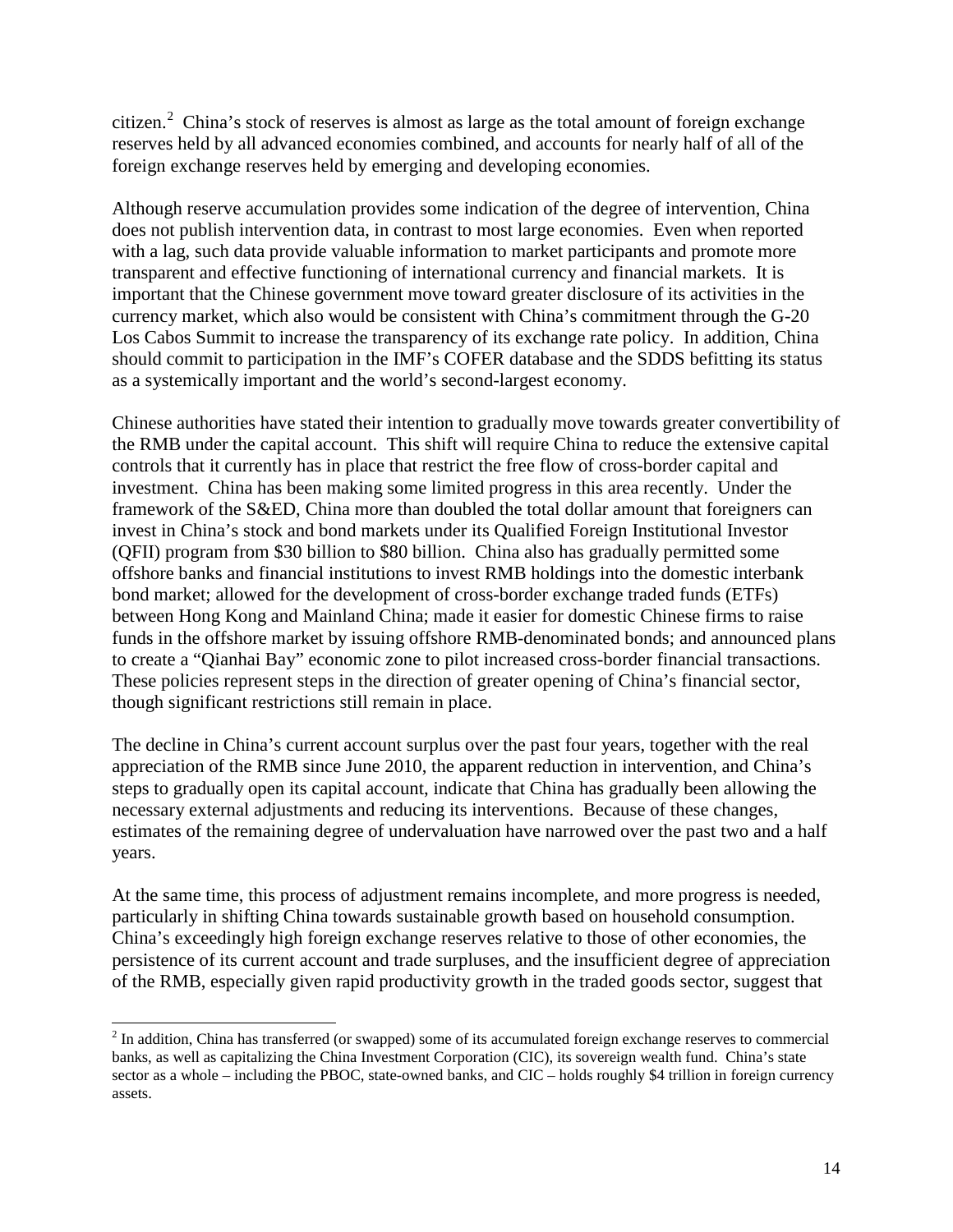citizen.[2] China's stock of reserves is almost as large as the total amount of foreign exchange reserves held by all advanced economies combined, and accounts for nearly half of all of the foreign exchange reserves held by emerging and developing economies.

Although reserve accumulation provides some indication of the degree of intervention, China does not publish intervention data, in contrast to most large economies. Even when reported with a lag, such data provide valuable information to market participants and promote more transparent and effective functioning of international currency and financial markets. It is important that the Chinese government move toward greater disclosure of its activities in the currency market, which also would be consistent with China's commitment through the G-20 Los Cabos Summit to increase the transparency of its exchange rate policy. In addition, China should commit to participation in the IMF's COFER database and the SDDS befitting its status as a systemically important and the world's second-largest economy.

Chinese authorities have stated their intention to gradually move towards greater convertibility of the RMB under the capital account. This shift will require China to reduce the extensive capital controls that it currently has in place that restrict the free flow of cross-border capital and investment. China has been making some limited progress in this area recently. Under the framework of the S&ED, China more than doubled the total dollar amount that foreigners can invest in China's stock and bond markets under its Qualified Foreign Institutional Investor (QFII) program from $30 billion to $80 billion. China also has gradually permitted some offshore banks and financial institutions to invest RMB holdings into the domestic interbank bond market; allowed for the development of cross-border exchange traded funds (ETFs) between Hong Kong and Mainland China; made it easier for domestic Chinese firms to raise funds in the offshore market by issuing offshore RMB-denominated bonds; and announced plans to create a "Qianhai Bay" economic zone to pilot increased cross-border financial transactions. These policies represent steps in the direction of greater opening of China's financial sector, though significant restrictions still remain in place.

The decline in China's current account surplus over the past four years, together with the real appreciation of the RMB since June 2010, the apparent reduction in intervention, and China's steps to gradually open its capital account, indicate that China has gradually been allowing the necessary external adjustments and reducing its interventions. Because of these changes, estimates of the remaining degree of undervaluation have narrowed over the past two and a half years.

At the same time, this process of adjustment remains incomplete, and more progress is needed, particularly in shifting China towards sustainable growth based on household consumption. China's exceedingly high foreign exchange reserves relative to those of other economies, the persistence of its current account and trade surpluses, and the insufficient degree of appreciation of the RMB, especially given rapid productivity growth in the traded goods sector, suggest that

---

[2] In addition, China has transferred (or swapped) some of its accumulated foreign exchange reserves to commercial banks, as well as capitalizing the China Investment Corporation (CIC), its sovereign wealth fund. China's state sector as a whole – including the PBOC, state-owned banks, and CIC – holds roughly $4 trillion in foreign currency assets.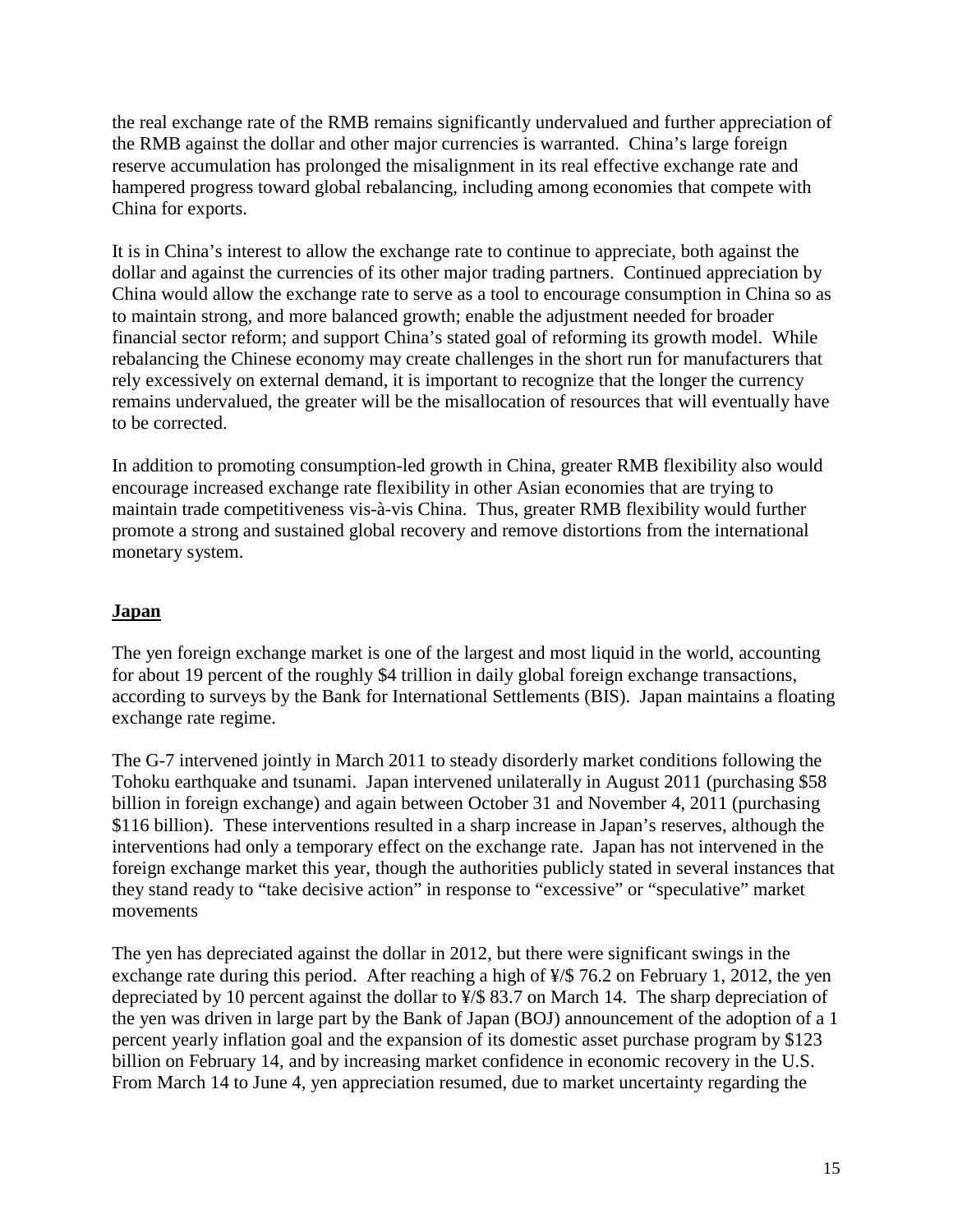the real exchange rate of the RMB remains significantly undervalued and further appreciation of the RMB against the dollar and other major currencies is warranted. China's large foreign reserve accumulation has prolonged the misalignment in its real effective exchange rate and hampered progress toward global rebalancing, including among economies that compete with China for exports.

It is in China's interest to allow the exchange rate to continue to appreciate, both against the dollar and against the currencies of its other major trading partners. Continued appreciation by China would allow the exchange rate to serve as a tool to encourage consumption in China so as to maintain strong, and more balanced growth; enable the adjustment needed for broader financial sector reform; and support China's stated goal of reforming its growth model. While rebalancing the Chinese economy may create challenges in the short run for manufacturers that rely excessively on external demand, it is important to recognize that the longer the currency remains undervalued, the greater will be the misallocation of resources that will eventually have to be corrected.

In addition to promoting consumption-led growth in China, greater RMB flexibility also would encourage increased exchange rate flexibility in other Asian economies that are trying to maintain trade competitiveness vis-à-vis China. Thus, greater RMB flexibility would further promote a strong and sustained global recovery and remove distortions from the international monetary system.

## Japan

The yen foreign exchange market is one of the largest and most liquid in the world, accounting for about 19 percent of the roughly $4 trillion in daily global foreign exchange transactions, according to surveys by the Bank for International Settlements (BIS). Japan maintains a floating exchange rate regime.

The G-7 intervened jointly in March 2011 to steady disorderly market conditions following the Tohoku earthquake and tsunami. Japan intervened unilaterally in August 2011 (purchasing $58 billion in foreign exchange) and again between October 31 and November 4, 2011 (purchasing $116 billion). These interventions resulted in a sharp increase in Japan's reserves, although the interventions had only a temporary effect on the exchange rate. Japan has not intervened in the foreign exchange market this year, though the authorities publicly stated in several instances that they stand ready to "take decisive action" in response to "excessive" or "speculative" market movements

The yen has depreciated against the dollar in 2012, but there were significant swings in the exchange rate during this period. After reaching a high of ¥/$ 76.2 on February 1, 2012, the yen depreciated by 10 percent against the dollar to ¥/$ 83.7 on March 14. The sharp depreciation of the yen was driven in large part by the Bank of Japan (BOJ) announcement of the adoption of a 1 percent yearly inflation goal and the expansion of its domestic asset purchase program by $123 billion on February 14, and by increasing market confidence in economic recovery in the U.S. From March 14 to June 4, yen appreciation resumed, due to market uncertainty regarding the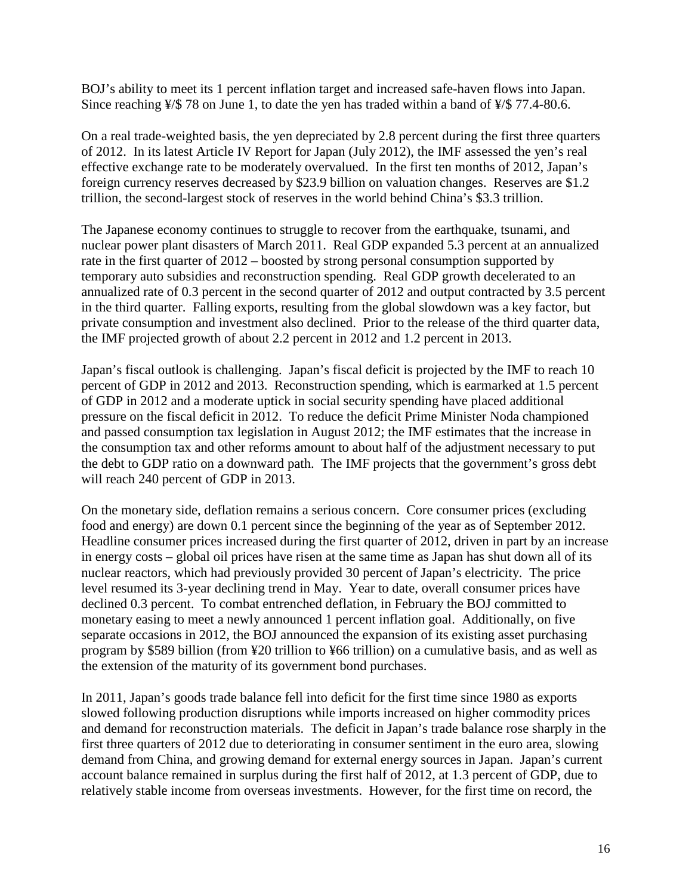BOJ's ability to meet its 1 percent inflation target and increased safe-haven flows into Japan. Since reaching ¥/$ 78 on June 1, to date the yen has traded within a band of ¥/$ 77.4-80.6.

On a real trade-weighted basis, the yen depreciated by 2.8 percent during the first three quarters of 2012. In its latest Article IV Report for Japan (July 2012), the IMF assessed the yen's real effective exchange rate to be moderately overvalued. In the first ten months of 2012, Japan's foreign currency reserves decreased by $23.9 billion on valuation changes. Reserves are $1.2 trillion, the second-largest stock of reserves in the world behind China's $3.3 trillion.

The Japanese economy continues to struggle to recover from the earthquake, tsunami, and nuclear power plant disasters of March 2011. Real GDP expanded 5.3 percent at an annualized rate in the first quarter of 2012 – boosted by strong personal consumption supported by temporary auto subsidies and reconstruction spending. Real GDP growth decelerated to an annualized rate of 0.3 percent in the second quarter of 2012 and output contracted by 3.5 percent in the third quarter. Falling exports, resulting from the global slowdown was a key factor, but private consumption and investment also declined. Prior to the release of the third quarter data, the IMF projected growth of about 2.2 percent in 2012 and 1.2 percent in 2013.

Japan's fiscal outlook is challenging. Japan's fiscal deficit is projected by the IMF to reach 10 percent of GDP in 2012 and 2013. Reconstruction spending, which is earmarked at 1.5 percent of GDP in 2012 and a moderate uptick in social security spending have placed additional pressure on the fiscal deficit in 2012. To reduce the deficit Prime Minister Noda championed and passed consumption tax legislation in August 2012; the IMF estimates that the increase in the consumption tax and other reforms amount to about half of the adjustment necessary to put the debt to GDP ratio on a downward path. The IMF projects that the government's gross debt will reach 240 percent of GDP in 2013.

On the monetary side, deflation remains a serious concern. Core consumer prices (excluding food and energy) are down 0.1 percent since the beginning of the year as of September 2012. Headline consumer prices increased during the first quarter of 2012, driven in part by an increase in energy costs – global oil prices have risen at the same time as Japan has shut down all of its nuclear reactors, which had previously provided 30 percent of Japan's electricity. The price level resumed its 3-year declining trend in May. Year to date, overall consumer prices have declined 0.3 percent. To combat entrenched deflation, in February the BOJ committed to monetary easing to meet a newly announced 1 percent inflation goal. Additionally, on five separate occasions in 2012, the BOJ announced the expansion of its existing asset purchasing program by $589 billion (from ¥20 trillion to ¥66 trillion) on a cumulative basis, and as well as the extension of the maturity of its government bond purchases.

In 2011, Japan's goods trade balance fell into deficit for the first time since 1980 as exports slowed following production disruptions while imports increased on higher commodity prices and demand for reconstruction materials. The deficit in Japan's trade balance rose sharply in the first three quarters of 2012 due to deteriorating in consumer sentiment in the euro area, slowing demand from China, and growing demand for external energy sources in Japan. Japan's current account balance remained in surplus during the first half of 2012, at 1.3 percent of GDP, due to relatively stable income from overseas investments. However, for the first time on record, the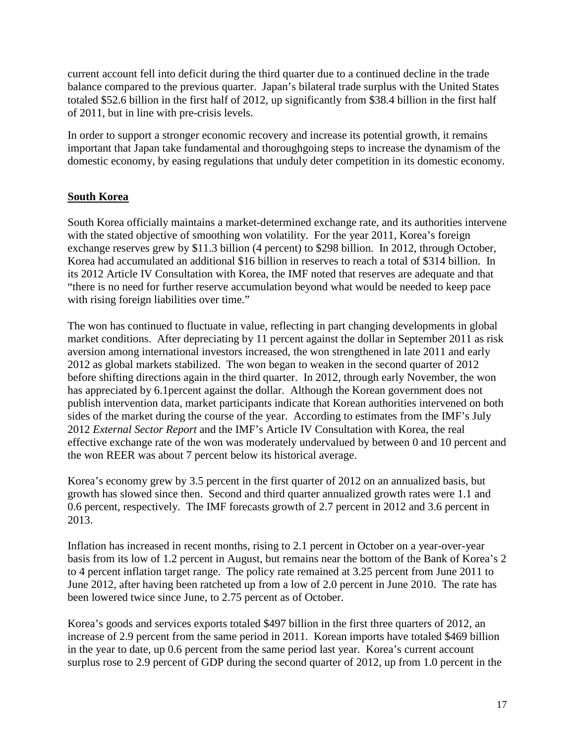current account fell into deficit during the third quarter due to a continued decline in the trade balance compared to the previous quarter. Japan's bilateral trade surplus with the United States totaled $52.6 billion in the first half of 2012, up significantly from $38.4 billion in the first half of 2011, but in line with pre-crisis levels.

In order to support a stronger economic recovery and increase its potential growth, it remains important that Japan take fundamental and thoroughgoing steps to increase the dynamism of the domestic economy, by easing regulations that unduly deter competition in its domestic economy.

## South Korea

South Korea officially maintains a market-determined exchange rate, and its authorities intervene with the stated objective of smoothing won volatility. For the year 2011, Korea's foreign exchange reserves grew by $11.3 billion (4 percent) to $298 billion. In 2012, through October, Korea had accumulated an additional $16 billion in reserves to reach a total of $314 billion. In its 2012 Article IV Consultation with Korea, the IMF noted that reserves are adequate and that "there is no need for further reserve accumulation beyond what would be needed to keep pace with rising foreign liabilities over time."

The won has continued to fluctuate in value, reflecting in part changing developments in global market conditions. After depreciating by 11 percent against the dollar in September 2011 as risk aversion among international investors increased, the won strengthened in late 2011 and early 2012 as global markets stabilized. The won began to weaken in the second quarter of 2012 before shifting directions again in the third quarter. In 2012, through early November, the won has appreciated by 6.1percent against the dollar. Although the Korean government does not publish intervention data, market participants indicate that Korean authorities intervened on both sides of the market during the course of the year. According to estimates from the IMF's July 2012 *External Sector Report* and the IMF's Article IV Consultation with Korea, the real effective exchange rate of the won was moderately undervalued by between 0 and 10 percent and the won REER was about 7 percent below its historical average.

Korea's economy grew by 3.5 percent in the first quarter of 2012 on an annualized basis, but growth has slowed since then. Second and third quarter annualized growth rates were 1.1 and 0.6 percent, respectively. The IMF forecasts growth of 2.7 percent in 2012 and 3.6 percent in 2013.

Inflation has increased in recent months, rising to 2.1 percent in October on a year-over-year basis from its low of 1.2 percent in August, but remains near the bottom of the Bank of Korea's 2 to 4 percent inflation target range. The policy rate remained at 3.25 percent from June 2011 to June 2012, after having been ratcheted up from a low of 2.0 percent in June 2010. The rate has been lowered twice since June, to 2.75 percent as of October.

Korea's goods and services exports totaled $497 billion in the first three quarters of 2012, an increase of 2.9 percent from the same period in 2011. Korean imports have totaled $469 billion in the year to date, up 0.6 percent from the same period last year. Korea's current account surplus rose to 2.9 percent of GDP during the second quarter of 2012, up from 1.0 percent in the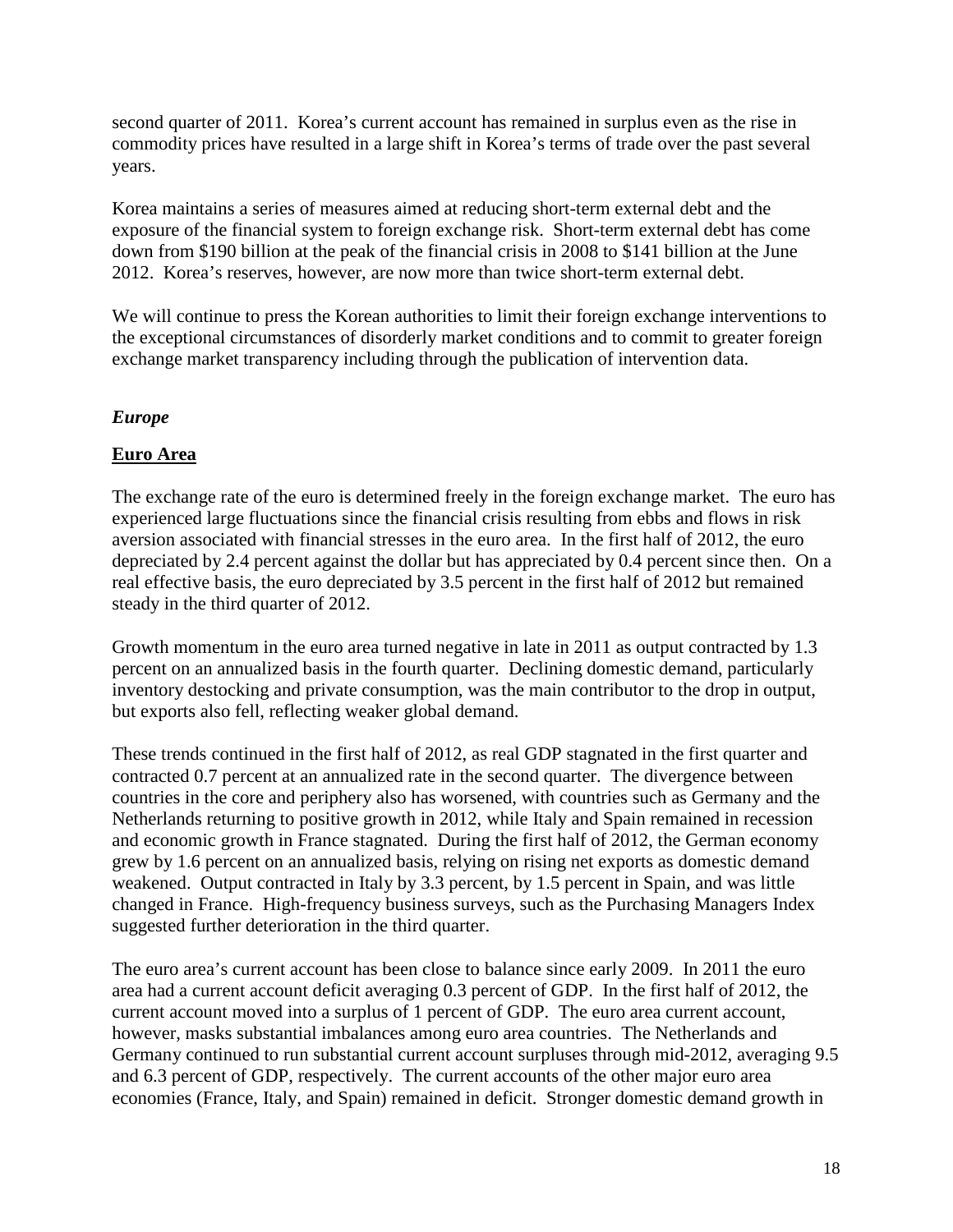second quarter of 2011. Korea's current account has remained in surplus even as the rise in commodity prices have resulted in a large shift in Korea's terms of trade over the past several years.

Korea maintains a series of measures aimed at reducing short-term external debt and the exposure of the financial system to foreign exchange risk. Short-term external debt has come down from $190 billion at the peak of the financial crisis in 2008 to $141 billion at the June 2012. Korea's reserves, however, are now more than twice short-term external debt.

We will continue to press the Korean authorities to limit their foreign exchange interventions to the exceptional circumstances of disorderly market conditions and to commit to greater foreign exchange market transparency including through the publication of intervention data.

### *Europe*

#### **Euro Area**

The exchange rate of the euro is determined freely in the foreign exchange market. The euro has experienced large fluctuations since the financial crisis resulting from ebbs and flows in risk aversion associated with financial stresses in the euro area. In the first half of 2012, the euro depreciated by 2.4 percent against the dollar but has appreciated by 0.4 percent since then. On a real effective basis, the euro depreciated by 3.5 percent in the first half of 2012 but remained steady in the third quarter of 2012.

Growth momentum in the euro area turned negative in late in 2011 as output contracted by 1.3 percent on an annualized basis in the fourth quarter. Declining domestic demand, particularly inventory destocking and private consumption, was the main contributor to the drop in output, but exports also fell, reflecting weaker global demand.

These trends continued in the first half of 2012, as real GDP stagnated in the first quarter and contracted 0.7 percent at an annualized rate in the second quarter. The divergence between countries in the core and periphery also has worsened, with countries such as Germany and the Netherlands returning to positive growth in 2012, while Italy and Spain remained in recession and economic growth in France stagnated. During the first half of 2012, the German economy grew by 1.6 percent on an annualized basis, relying on rising net exports as domestic demand weakened. Output contracted in Italy by 3.3 percent, by 1.5 percent in Spain, and was little changed in France. High-frequency business surveys, such as the Purchasing Managers Index suggested further deterioration in the third quarter.

The euro area's current account has been close to balance since early 2009. In 2011 the euro area had a current account deficit averaging 0.3 percent of GDP. In the first half of 2012, the current account moved into a surplus of 1 percent of GDP. The euro area current account, however, masks substantial imbalances among euro area countries. The Netherlands and Germany continued to run substantial current account surpluses through mid-2012, averaging 9.5 and 6.3 percent of GDP, respectively. The current accounts of the other major euro area economies (France, Italy, and Spain) remained in deficit. Stronger domestic demand growth in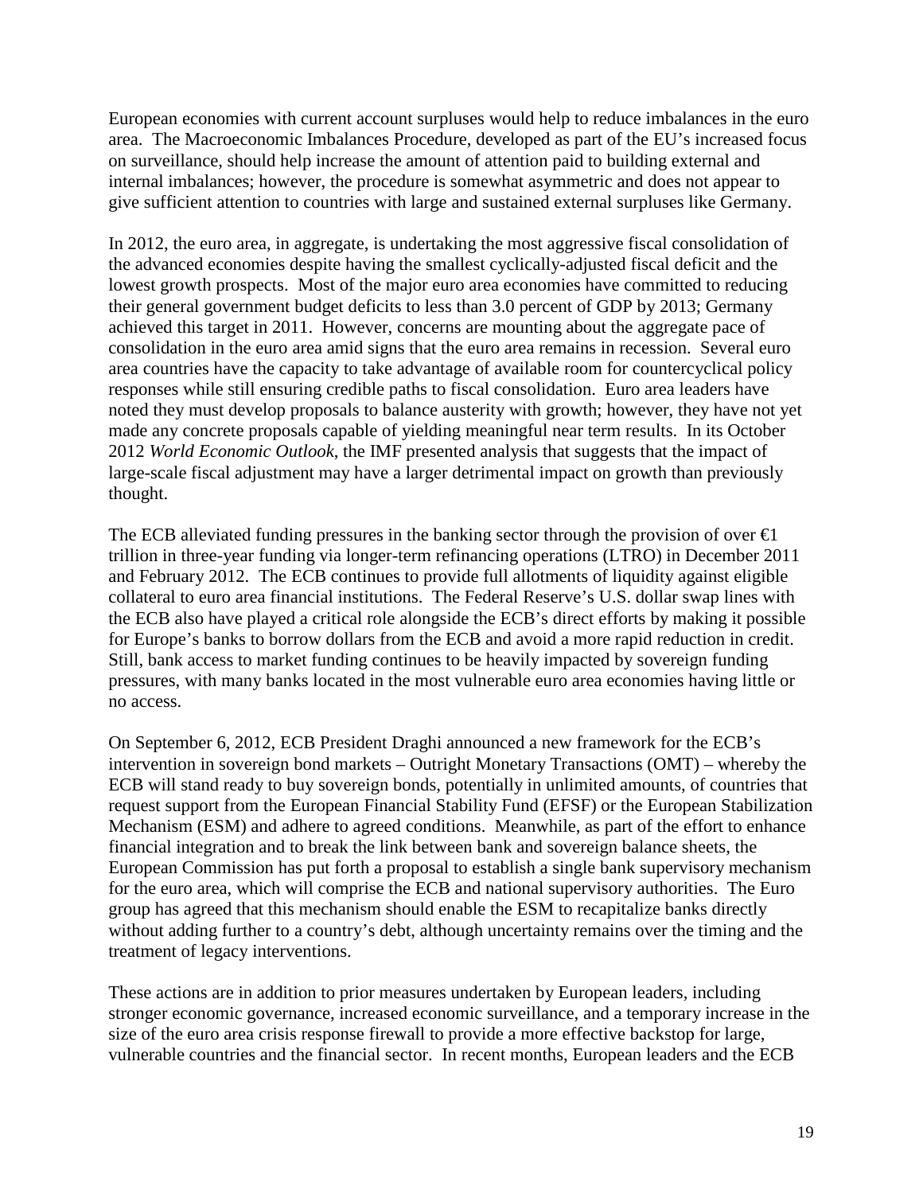European economies with current account surpluses would help to reduce imbalances in the euro area. The Macroeconomic Imbalances Procedure, developed as part of the EU's increased focus on surveillance, should help increase the amount of attention paid to building external and internal imbalances; however, the procedure is somewhat asymmetric and does not appear to give sufficient attention to countries with large and sustained external surpluses like Germany.

In 2012, the euro area, in aggregate, is undertaking the most aggressive fiscal consolidation of the advanced economies despite having the smallest cyclically-adjusted fiscal deficit and the lowest growth prospects. Most of the major euro area economies have committed to reducing their general government budget deficits to less than 3.0 percent of GDP by 2013; Germany achieved this target in 2011. However, concerns are mounting about the aggregate pace of consolidation in the euro area amid signs that the euro area remains in recession. Several euro area countries have the capacity to take advantage of available room for countercyclical policy responses while still ensuring credible paths to fiscal consolidation. Euro area leaders have noted they must develop proposals to balance austerity with growth; however, they have not yet made any concrete proposals capable of yielding meaningful near term results. In its October 2012 *World Economic Outlook*, the IMF presented analysis that suggests that the impact of large-scale fiscal adjustment may have a larger detrimental impact on growth than previously thought.

The ECB alleviated funding pressures in the banking sector through the provision of over €1 trillion in three-year funding via longer-term refinancing operations (LTRO) in December 2011 and February 2012. The ECB continues to provide full allotments of liquidity against eligible collateral to euro area financial institutions. The Federal Reserve's U.S. dollar swap lines with the ECB also have played a critical role alongside the ECB's direct efforts by making it possible for Europe's banks to borrow dollars from the ECB and avoid a more rapid reduction in credit. Still, bank access to market funding continues to be heavily impacted by sovereign funding pressures, with many banks located in the most vulnerable euro area economies having little or no access.

On September 6, 2012, ECB President Draghi announced a new framework for the ECB's intervention in sovereign bond markets – Outright Monetary Transactions (OMT) – whereby the ECB will stand ready to buy sovereign bonds, potentially in unlimited amounts, of countries that request support from the European Financial Stability Fund (EFSF) or the European Stabilization Mechanism (ESM) and adhere to agreed conditions. Meanwhile, as part of the effort to enhance financial integration and to break the link between bank and sovereign balance sheets, the European Commission has put forth a proposal to establish a single bank supervisory mechanism for the euro area, which will comprise the ECB and national supervisory authorities. The Euro group has agreed that this mechanism should enable the ESM to recapitalize banks directly without adding further to a country's debt, although uncertainty remains over the timing and the treatment of legacy interventions.

These actions are in addition to prior measures undertaken by European leaders, including stronger economic governance, increased economic surveillance, and a temporary increase in the size of the euro area crisis response firewall to provide a more effective backstop for large, vulnerable countries and the financial sector. In recent months, European leaders and the ECB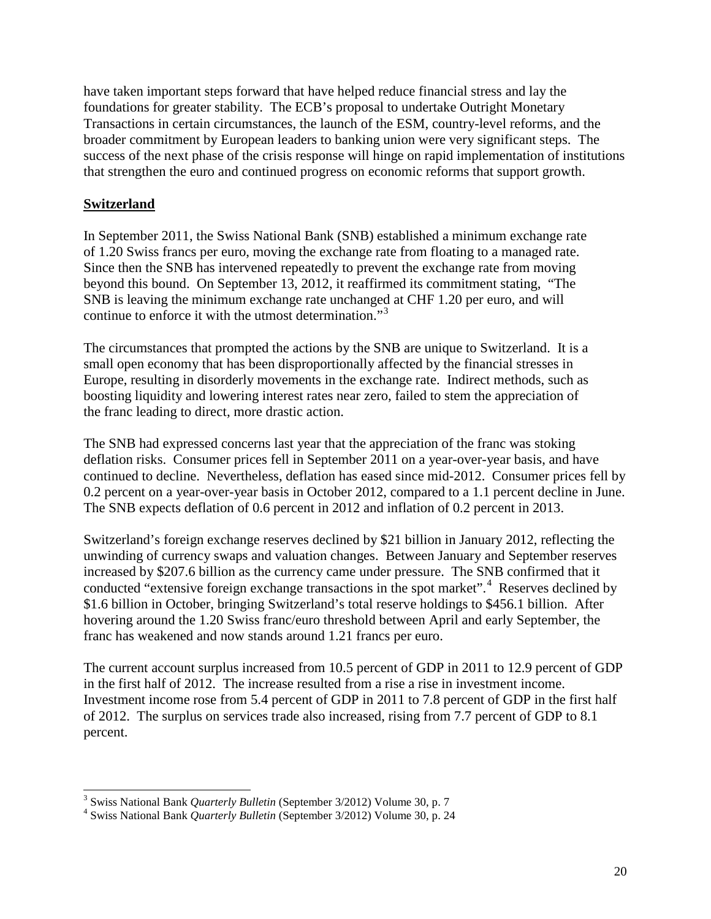have taken important steps forward that have helped reduce financial stress and lay the foundations for greater stability. The ECB's proposal to undertake Outright Monetary Transactions in certain circumstances, the launch of the ESM, country-level reforms, and the broader commitment by European leaders to banking union were very significant steps. The success of the next phase of the crisis response will hinge on rapid implementation of institutions that strengthen the euro and continued progress on economic reforms that support growth.

## Switzerland

In September 2011, the Swiss National Bank (SNB) established a minimum exchange rate of 1.20 Swiss francs per euro, moving the exchange rate from floating to a managed rate. Since then the SNB has intervened repeatedly to prevent the exchange rate from moving beyond this bound. On September 13, 2012, it reaffirmed its commitment stating, "The SNB is leaving the minimum exchange rate unchanged at CHF 1.20 per euro, and will continue to enforce it with the utmost determination."[3]

The circumstances that prompted the actions by the SNB are unique to Switzerland. It is a small open economy that has been disproportionally affected by the financial stresses in Europe, resulting in disorderly movements in the exchange rate. Indirect methods, such as boosting liquidity and lowering interest rates near zero, failed to stem the appreciation of the franc leading to direct, more drastic action.

The SNB had expressed concerns last year that the appreciation of the franc was stoking deflation risks. Consumer prices fell in September 2011 on a year-over-year basis, and have continued to decline. Nevertheless, deflation has eased since mid-2012. Consumer prices fell by 0.2 percent on a year-over-year basis in October 2012, compared to a 1.1 percent decline in June. The SNB expects deflation of 0.6 percent in 2012 and inflation of 0.2 percent in 2013.

Switzerland's foreign exchange reserves declined by $21 billion in January 2012, reflecting the unwinding of currency swaps and valuation changes. Between January and September reserves increased by $207.6 billion as the currency came under pressure. The SNB confirmed that it conducted "extensive foreign exchange transactions in the spot market".[4] Reserves declined by $1.6 billion in October, bringing Switzerland's total reserve holdings to $456.1 billion. After hovering around the 1.20 Swiss franc/euro threshold between April and early September, the franc has weakened and now stands around 1.21 francs per euro.

The current account surplus increased from 10.5 percent of GDP in 2011 to 12.9 percent of GDP in the first half of 2012. The increase resulted from a rise a rise in investment income. Investment income rose from 5.4 percent of GDP in 2011 to 7.8 percent of GDP in the first half of 2012. The surplus on services trade also increased, rising from 7.7 percent of GDP to 8.1 percent.

---

[3] Swiss National Bank *Quarterly Bulletin* (September 3/2012) Volume 30, p. 7

[4] Swiss National Bank *Quarterly Bulletin* (September 3/2012) Volume 30, p. 24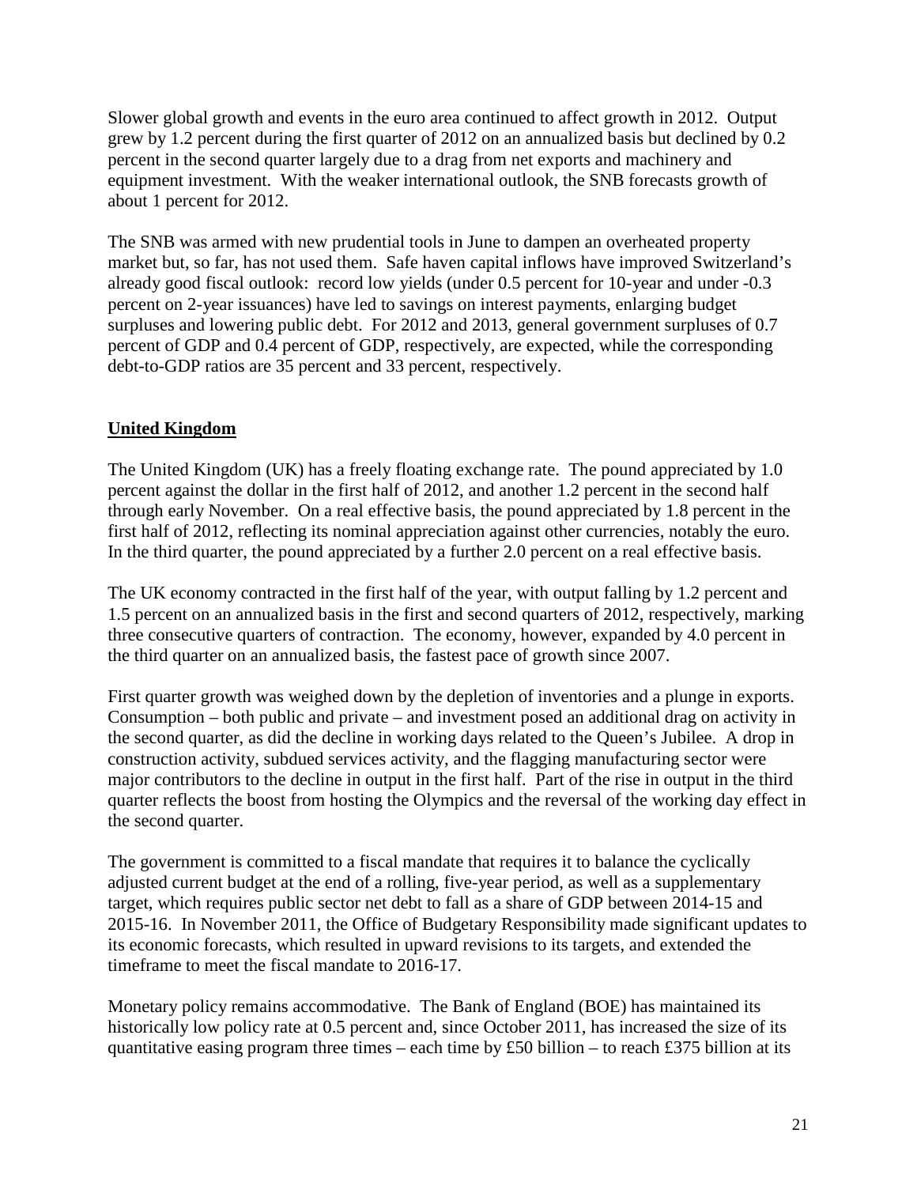Slower global growth and events in the euro area continued to affect growth in 2012. Output grew by 1.2 percent during the first quarter of 2012 on an annualized basis but declined by 0.2 percent in the second quarter largely due to a drag from net exports and machinery and equipment investment. With the weaker international outlook, the SNB forecasts growth of about 1 percent for 2012.

The SNB was armed with new prudential tools in June to dampen an overheated property market but, so far, has not used them. Safe haven capital inflows have improved Switzerland's already good fiscal outlook: record low yields (under 0.5 percent for 10-year and under -0.3 percent on 2-year issuances) have led to savings on interest payments, enlarging budget surpluses and lowering public debt. For 2012 and 2013, general government surpluses of 0.7 percent of GDP and 0.4 percent of GDP, respectively, are expected, while the corresponding debt-to-GDP ratios are 35 percent and 33 percent, respectively.

## United Kingdom

The United Kingdom (UK) has a freely floating exchange rate. The pound appreciated by 1.0 percent against the dollar in the first half of 2012, and another 1.2 percent in the second half through early November. On a real effective basis, the pound appreciated by 1.8 percent in the first half of 2012, reflecting its nominal appreciation against other currencies, notably the euro. In the third quarter, the pound appreciated by a further 2.0 percent on a real effective basis.

The UK economy contracted in the first half of the year, with output falling by 1.2 percent and 1.5 percent on an annualized basis in the first and second quarters of 2012, respectively, marking three consecutive quarters of contraction. The economy, however, expanded by 4.0 percent in the third quarter on an annualized basis, the fastest pace of growth since 2007.

First quarter growth was weighed down by the depletion of inventories and a plunge in exports. Consumption – both public and private – and investment posed an additional drag on activity in the second quarter, as did the decline in working days related to the Queen's Jubilee. A drop in construction activity, subdued services activity, and the flagging manufacturing sector were major contributors to the decline in output in the first half. Part of the rise in output in the third quarter reflects the boost from hosting the Olympics and the reversal of the working day effect in the second quarter.

The government is committed to a fiscal mandate that requires it to balance the cyclically adjusted current budget at the end of a rolling, five-year period, as well as a supplementary target, which requires public sector net debt to fall as a share of GDP between 2014-15 and 2015-16. In November 2011, the Office of Budgetary Responsibility made significant updates to its economic forecasts, which resulted in upward revisions to its targets, and extended the timeframe to meet the fiscal mandate to 2016-17.

Monetary policy remains accommodative. The Bank of England (BOE) has maintained its historically low policy rate at 0.5 percent and, since October 2011, has increased the size of its quantitative easing program three times – each time by £50 billion – to reach £375 billion at its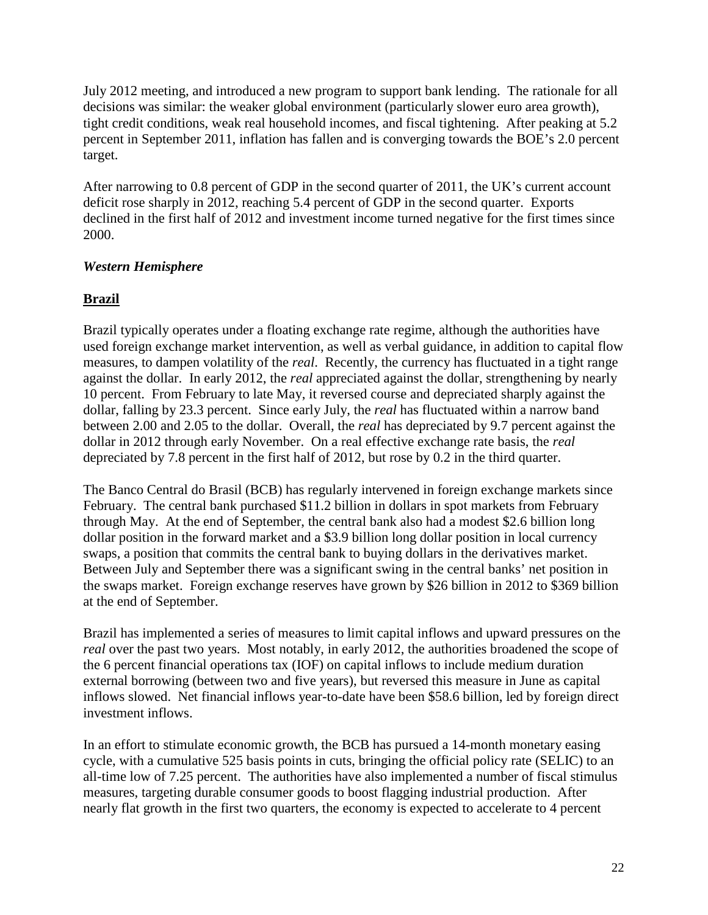July 2012 meeting, and introduced a new program to support bank lending. The rationale for all decisions was similar: the weaker global environment (particularly slower euro area growth), tight credit conditions, weak real household incomes, and fiscal tightening. After peaking at 5.2 percent in September 2011, inflation has fallen and is converging towards the BOE's 2.0 percent target.

After narrowing to 0.8 percent of GDP in the second quarter of 2011, the UK's current account deficit rose sharply in 2012, reaching 5.4 percent of GDP in the second quarter. Exports declined in the first half of 2012 and investment income turned negative for the first times since 2000.

### *Western Hemisphere*

#### **Brazil**

Brazil typically operates under a floating exchange rate regime, although the authorities have used foreign exchange market intervention, as well as verbal guidance, in addition to capital flow measures, to dampen volatility of the *real*. Recently, the currency has fluctuated in a tight range against the dollar. In early 2012, the *real* appreciated against the dollar, strengthening by nearly 10 percent. From February to late May, it reversed course and depreciated sharply against the dollar, falling by 23.3 percent. Since early July, the *real* has fluctuated within a narrow band between 2.00 and 2.05 to the dollar. Overall, the *real* has depreciated by 9.7 percent against the dollar in 2012 through early November. On a real effective exchange rate basis, the *real* depreciated by 7.8 percent in the first half of 2012, but rose by 0.2 in the third quarter.

The Banco Central do Brasil (BCB) has regularly intervened in foreign exchange markets since February. The central bank purchased $11.2 billion in dollars in spot markets from February through May. At the end of September, the central bank also had a modest $2.6 billion long dollar position in the forward market and a $3.9 billion long dollar position in local currency swaps, a position that commits the central bank to buying dollars in the derivatives market. Between July and September there was a significant swing in the central banks' net position in the swaps market. Foreign exchange reserves have grown by $26 billion in 2012 to $369 billion at the end of September.

Brazil has implemented a series of measures to limit capital inflows and upward pressures on the *real* over the past two years. Most notably, in early 2012, the authorities broadened the scope of the 6 percent financial operations tax (IOF) on capital inflows to include medium duration external borrowing (between two and five years), but reversed this measure in June as capital inflows slowed. Net financial inflows year-to-date have been $58.6 billion, led by foreign direct investment inflows.

In an effort to stimulate economic growth, the BCB has pursued a 14-month monetary easing cycle, with a cumulative 525 basis points in cuts, bringing the official policy rate (SELIC) to an all-time low of 7.25 percent. The authorities have also implemented a number of fiscal stimulus measures, targeting durable consumer goods to boost flagging industrial production. After nearly flat growth in the first two quarters, the economy is expected to accelerate to 4 percent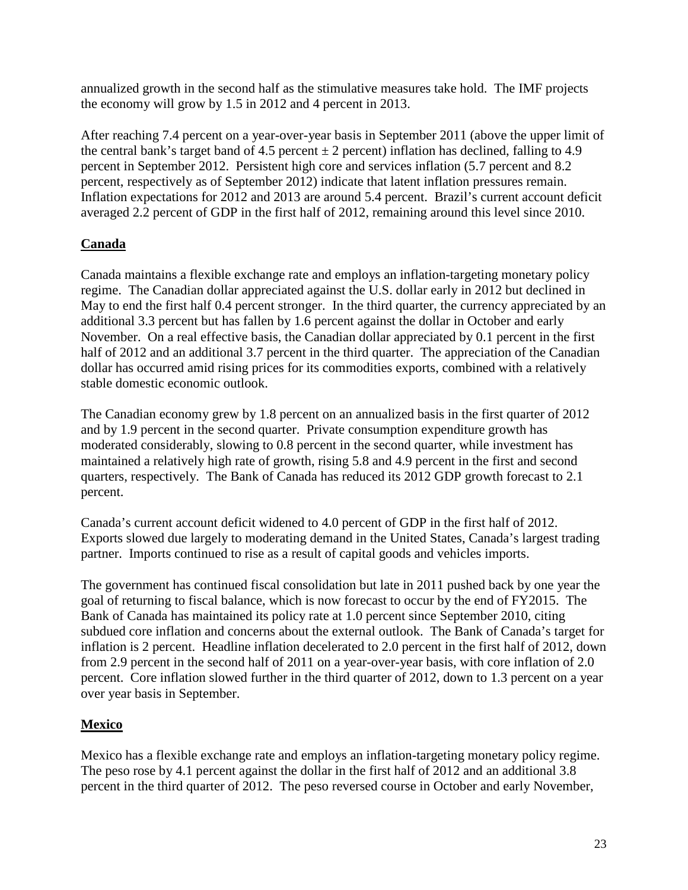annualized growth in the second half as the stimulative measures take hold. The IMF projects the economy will grow by 1.5 in 2012 and 4 percent in 2013.

After reaching 7.4 percent on a year-over-year basis in September 2011 (above the upper limit of the central bank's target band of 4.5 percent ± 2 percent) inflation has declined, falling to 4.9 percent in September 2012. Persistent high core and services inflation (5.7 percent and 8.2 percent, respectively as of September 2012) indicate that latent inflation pressures remain. Inflation expectations for 2012 and 2013 are around 5.4 percent. Brazil's current account deficit averaged 2.2 percent of GDP in the first half of 2012, remaining around this level since 2010.

## Canada

Canada maintains a flexible exchange rate and employs an inflation-targeting monetary policy regime. The Canadian dollar appreciated against the U.S. dollar early in 2012 but declined in May to end the first half 0.4 percent stronger. In the third quarter, the currency appreciated by an additional 3.3 percent but has fallen by 1.6 percent against the dollar in October and early November. On a real effective basis, the Canadian dollar appreciated by 0.1 percent in the first half of 2012 and an additional 3.7 percent in the third quarter. The appreciation of the Canadian dollar has occurred amid rising prices for its commodities exports, combined with a relatively stable domestic economic outlook.

The Canadian economy grew by 1.8 percent on an annualized basis in the first quarter of 2012 and by 1.9 percent in the second quarter. Private consumption expenditure growth has moderated considerably, slowing to 0.8 percent in the second quarter, while investment has maintained a relatively high rate of growth, rising 5.8 and 4.9 percent in the first and second quarters, respectively. The Bank of Canada has reduced its 2012 GDP growth forecast to 2.1 percent.

Canada's current account deficit widened to 4.0 percent of GDP in the first half of 2012. Exports slowed due largely to moderating demand in the United States, Canada's largest trading partner. Imports continued to rise as a result of capital goods and vehicles imports.

The government has continued fiscal consolidation but late in 2011 pushed back by one year the goal of returning to fiscal balance, which is now forecast to occur by the end of FY2015. The Bank of Canada has maintained its policy rate at 1.0 percent since September 2010, citing subdued core inflation and concerns about the external outlook. The Bank of Canada's target for inflation is 2 percent. Headline inflation decelerated to 2.0 percent in the first half of 2012, down from 2.9 percent in the second half of 2011 on a year-over-year basis, with core inflation of 2.0 percent. Core inflation slowed further in the third quarter of 2012, down to 1.3 percent on a year over year basis in September.

## Mexico

Mexico has a flexible exchange rate and employs an inflation-targeting monetary policy regime. The peso rose by 4.1 percent against the dollar in the first half of 2012 and an additional 3.8 percent in the third quarter of 2012. The peso reversed course in October and early November,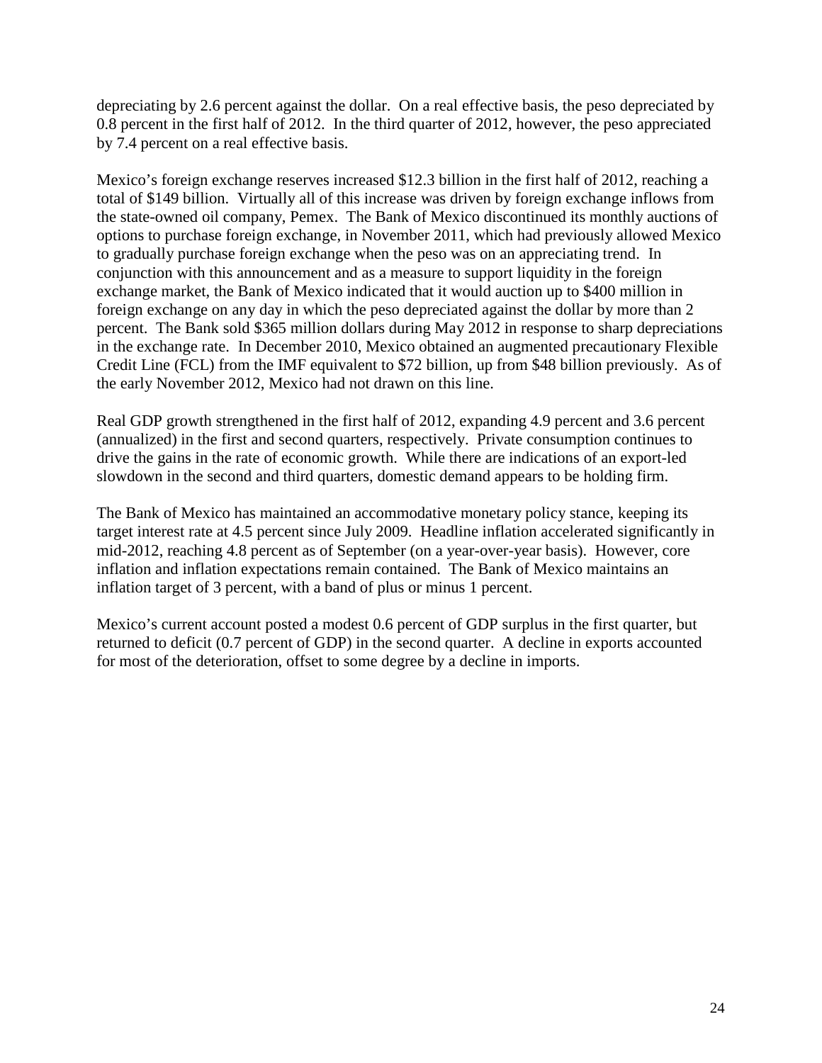depreciating by 2.6 percent against the dollar. On a real effective basis, the peso depreciated by 0.8 percent in the first half of 2012. In the third quarter of 2012, however, the peso appreciated by 7.4 percent on a real effective basis.

Mexico's foreign exchange reserves increased $12.3 billion in the first half of 2012, reaching a total of $149 billion. Virtually all of this increase was driven by foreign exchange inflows from the state-owned oil company, Pemex. The Bank of Mexico discontinued its monthly auctions of options to purchase foreign exchange, in November 2011, which had previously allowed Mexico to gradually purchase foreign exchange when the peso was on an appreciating trend. In conjunction with this announcement and as a measure to support liquidity in the foreign exchange market, the Bank of Mexico indicated that it would auction up to $400 million in foreign exchange on any day in which the peso depreciated against the dollar by more than 2 percent. The Bank sold $365 million dollars during May 2012 in response to sharp depreciations in the exchange rate. In December 2010, Mexico obtained an augmented precautionary Flexible Credit Line (FCL) from the IMF equivalent to $72 billion, up from $48 billion previously. As of the early November 2012, Mexico had not drawn on this line.

Real GDP growth strengthened in the first half of 2012, expanding 4.9 percent and 3.6 percent (annualized) in the first and second quarters, respectively. Private consumption continues to drive the gains in the rate of economic growth. While there are indications of an export-led slowdown in the second and third quarters, domestic demand appears to be holding firm.

The Bank of Mexico has maintained an accommodative monetary policy stance, keeping its target interest rate at 4.5 percent since July 2009. Headline inflation accelerated significantly in mid-2012, reaching 4.8 percent as of September (on a year-over-year basis). However, core inflation and inflation expectations remain contained. The Bank of Mexico maintains an inflation target of 3 percent, with a band of plus or minus 1 percent.

Mexico's current account posted a modest 0.6 percent of GDP surplus in the first quarter, but returned to deficit (0.7 percent of GDP) in the second quarter. A decline in exports accounted for most of the deterioration, offset to some degree by a decline in imports.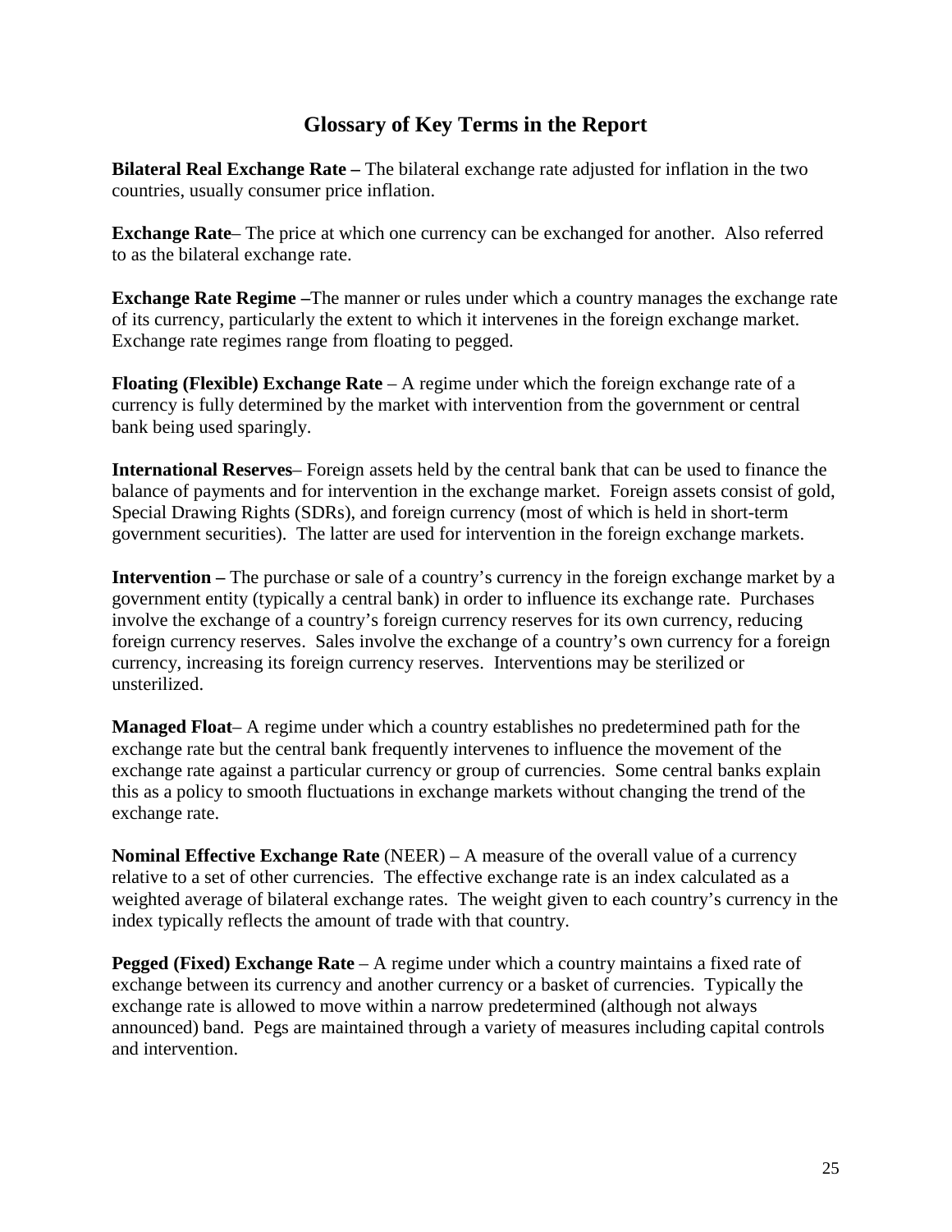## Glossary of Key Terms in the Report

**Bilateral Real Exchange Rate –** The bilateral exchange rate adjusted for inflation in the two countries, usually consumer price inflation.

**Exchange Rate**– The price at which one currency can be exchanged for another. Also referred to as the bilateral exchange rate.

**Exchange Rate Regime –**The manner or rules under which a country manages the exchange rate of its currency, particularly the extent to which it intervenes in the foreign exchange market. Exchange rate regimes range from floating to pegged.

**Floating (Flexible) Exchange Rate** – A regime under which the foreign exchange rate of a currency is fully determined by the market with intervention from the government or central bank being used sparingly.

**International Reserves**– Foreign assets held by the central bank that can be used to finance the balance of payments and for intervention in the exchange market. Foreign assets consist of gold, Special Drawing Rights (SDRs), and foreign currency (most of which is held in short-term government securities). The latter are used for intervention in the foreign exchange markets.

**Intervention –** The purchase or sale of a country's currency in the foreign exchange market by a government entity (typically a central bank) in order to influence its exchange rate. Purchases involve the exchange of a country's foreign currency reserves for its own currency, reducing foreign currency reserves. Sales involve the exchange of a country's own currency for a foreign currency, increasing its foreign currency reserves. Interventions may be sterilized or unsterilized.

**Managed Float**– A regime under which a country establishes no predetermined path for the exchange rate but the central bank frequently intervenes to influence the movement of the exchange rate against a particular currency or group of currencies. Some central banks explain this as a policy to smooth fluctuations in exchange markets without changing the trend of the exchange rate.

**Nominal Effective Exchange Rate** (NEER) – A measure of the overall value of a currency relative to a set of other currencies. The effective exchange rate is an index calculated as a weighted average of bilateral exchange rates. The weight given to each country's currency in the index typically reflects the amount of trade with that country.

**Pegged (Fixed) Exchange Rate** – A regime under which a country maintains a fixed rate of exchange between its currency and another currency or a basket of currencies. Typically the exchange rate is allowed to move within a narrow predetermined (although not always announced) band. Pegs are maintained through a variety of measures including capital controls and intervention.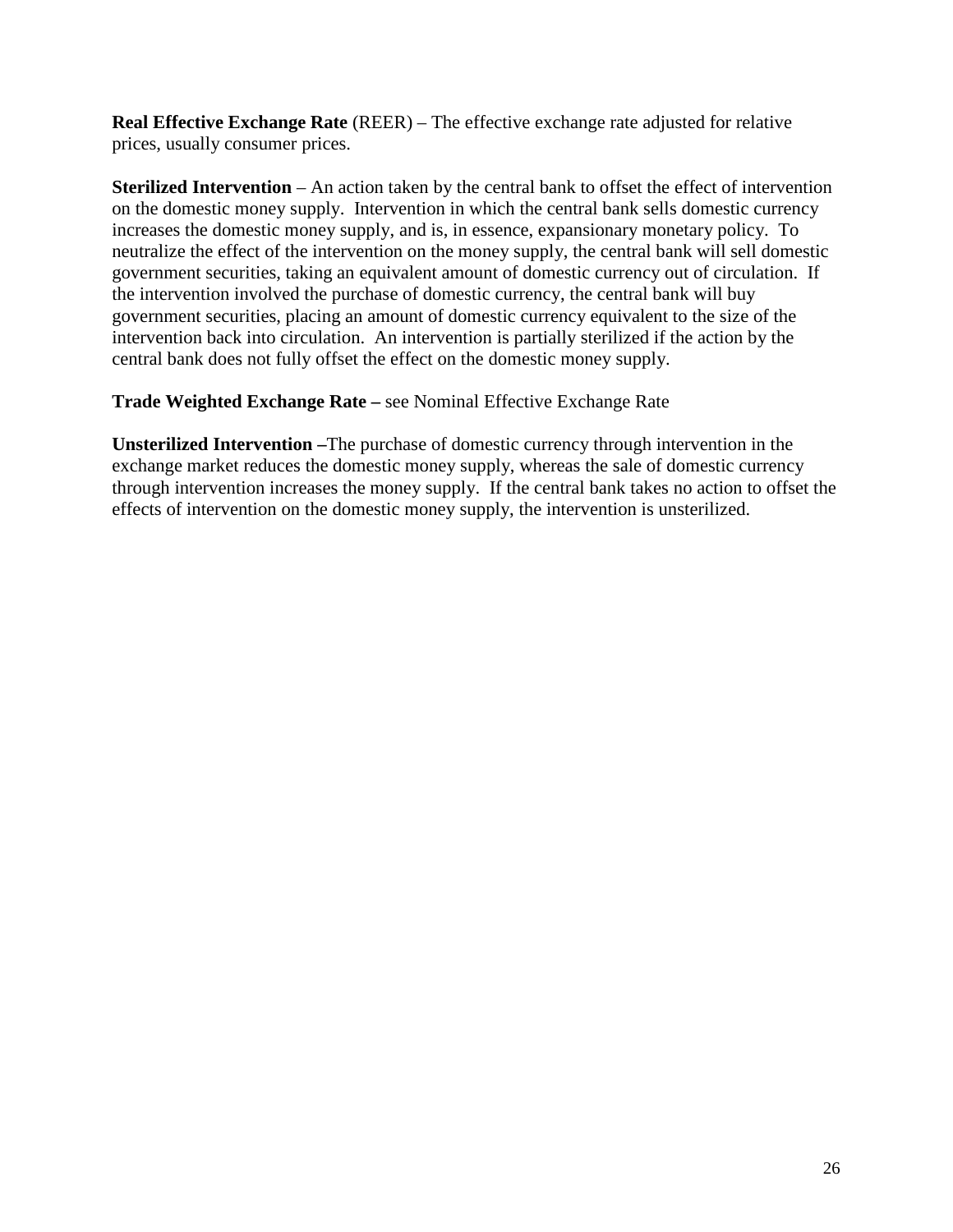**Real Effective Exchange Rate** (REER) – The effective exchange rate adjusted for relative prices, usually consumer prices.

**Sterilized Intervention** – An action taken by the central bank to offset the effect of intervention on the domestic money supply. Intervention in which the central bank sells domestic currency increases the domestic money supply, and is, in essence, expansionary monetary policy. To neutralize the effect of the intervention on the money supply, the central bank will sell domestic government securities, taking an equivalent amount of domestic currency out of circulation. If the intervention involved the purchase of domestic currency, the central bank will buy government securities, placing an amount of domestic currency equivalent to the size of the intervention back into circulation. An intervention is partially sterilized if the action by the central bank does not fully offset the effect on the domestic money supply.

**Trade Weighted Exchange Rate –** see Nominal Effective Exchange Rate

**Unsterilized Intervention –**The purchase of domestic currency through intervention in the exchange market reduces the domestic money supply, whereas the sale of domestic currency through intervention increases the money supply. If the central bank takes no action to offset the effects of intervention on the domestic money supply, the intervention is unsterilized.